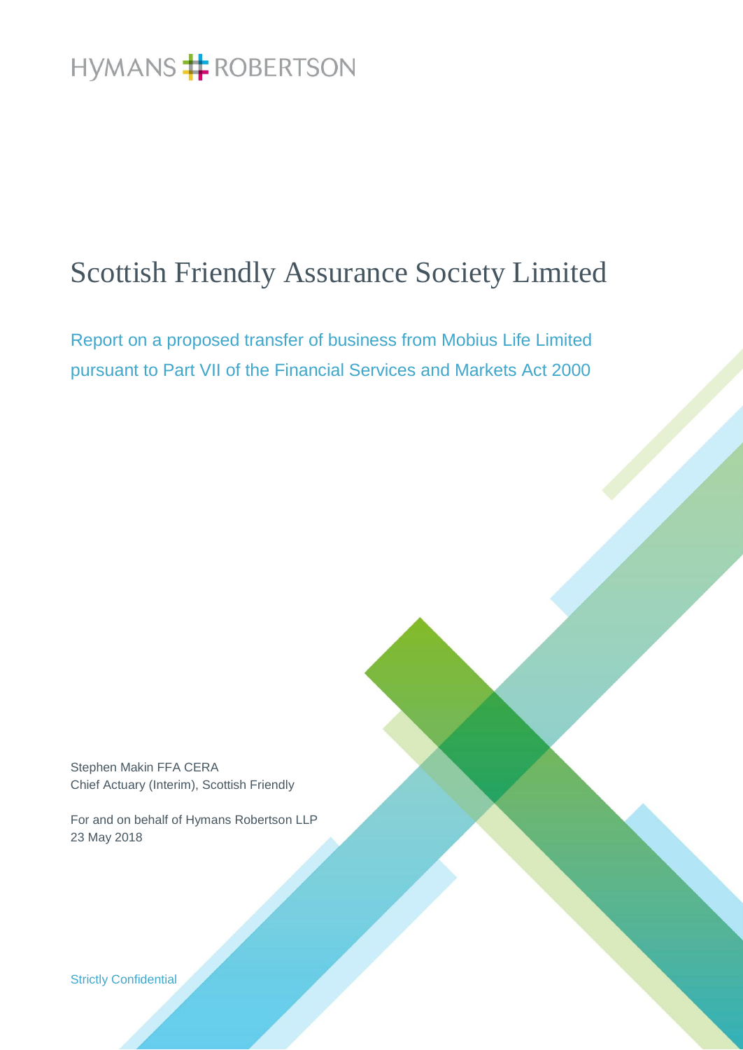HYMANS ROBERTSON

# Scottish Friendly Assurance Society Limited

## Report on a proposed transfer of business from Mobius Life Limited pursuant to Part VII of the Financial Services and Markets Act 2000

Stephen Makin FFA CERA
Chief Actuary (Interim), Scottish Friendly

For and on behalf of Hymans Robertson LLP
23 May 2018

Strictly Confidential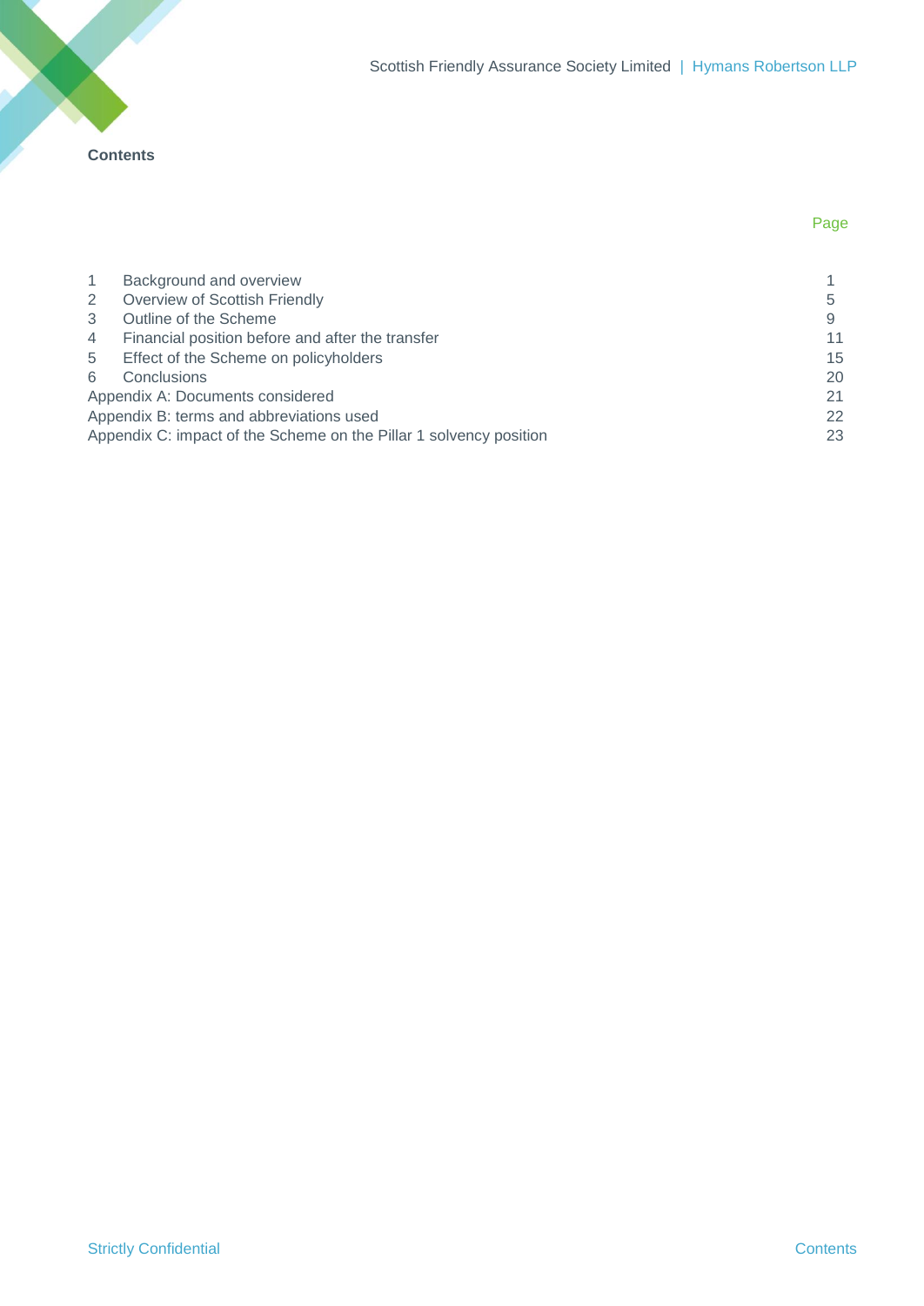## Contents

| | | Page |
|---|---|---|
| 1 | Background and overview | 1 |
| 2 | Overview of Scottish Friendly | 5 |
| 3 | Outline of the Scheme | 9 |
| 4 | Financial position before and after the transfer | 11 |
| 5 | Effect of the Scheme on policyholders | 15 |
| 6 | Conclusions | 20 |
| Appendix A: Documents considered | | 21 |
| Appendix B: terms and abbreviations used | | 22 |
| Appendix C: impact of the Scheme on the Pillar 1 solvency position | | 23 |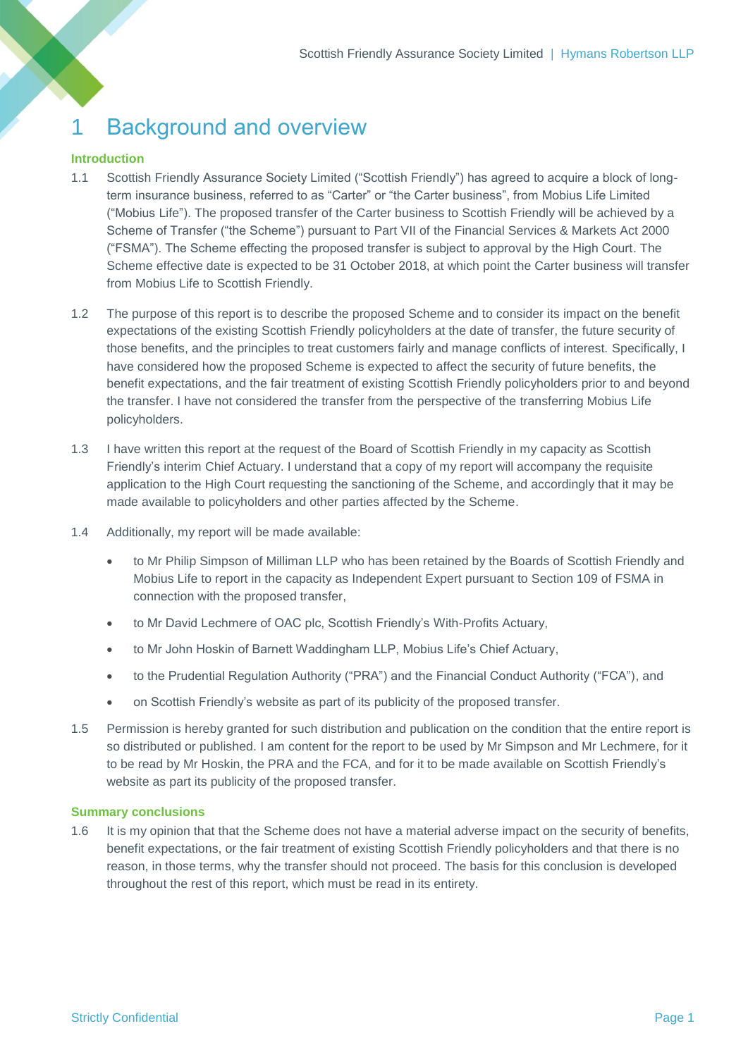# 1 Background and overview

## Introduction

1.1 Scottish Friendly Assurance Society Limited ("Scottish Friendly") has agreed to acquire a block of long-term insurance business, referred to as "Carter" or "the Carter business", from Mobius Life Limited ("Mobius Life"). The proposed transfer of the Carter business to Scottish Friendly will be achieved by a Scheme of Transfer ("the Scheme") pursuant to Part VII of the Financial Services & Markets Act 2000 ("FSMA"). The Scheme effecting the proposed transfer is subject to approval by the High Court. The Scheme effective date is expected to be 31 October 2018, at which point the Carter business will transfer from Mobius Life to Scottish Friendly.

1.2 The purpose of this report is to describe the proposed Scheme and to consider its impact on the benefit expectations of the existing Scottish Friendly policyholders at the date of transfer, the future security of those benefits, and the principles to treat customers fairly and manage conflicts of interest. Specifically, I have considered how the proposed Scheme is expected to affect the security of future benefits, the benefit expectations, and the fair treatment of existing Scottish Friendly policyholders prior to and beyond the transfer. I have not considered the transfer from the perspective of the transferring Mobius Life policyholders.

1.3 I have written this report at the request of the Board of Scottish Friendly in my capacity as Scottish Friendly's interim Chief Actuary. I understand that a copy of my report will accompany the requisite application to the High Court requesting the sanctioning of the Scheme, and accordingly that it may be made available to policyholders and other parties affected by the Scheme.

1.4 Additionally, my report will be made available:

- to Mr Philip Simpson of Milliman LLP who has been retained by the Boards of Scottish Friendly and Mobius Life to report in the capacity as Independent Expert pursuant to Section 109 of FSMA in connection with the proposed transfer,
- to Mr David Lechmere of OAC plc, Scottish Friendly's With-Profits Actuary,
- to Mr John Hoskin of Barnett Waddingham LLP, Mobius Life's Chief Actuary,
- to the Prudential Regulation Authority ("PRA") and the Financial Conduct Authority ("FCA"), and
- on Scottish Friendly's website as part of its publicity of the proposed transfer.

1.5 Permission is hereby granted for such distribution and publication on the condition that the entire report is so distributed or published. I am content for the report to be used by Mr Simpson and Mr Lechmere, for it to be read by Mr Hoskin, the PRA and the FCA, and for it to be made available on Scottish Friendly's website as part its publicity of the proposed transfer.

## Summary conclusions

1.6 It is my opinion that that the Scheme does not have a material adverse impact on the security of benefits, benefit expectations, or the fair treatment of existing Scottish Friendly policyholders and that there is no reason, in those terms, why the transfer should not proceed. The basis for this conclusion is developed throughout the rest of this report, which must be read in its entirety.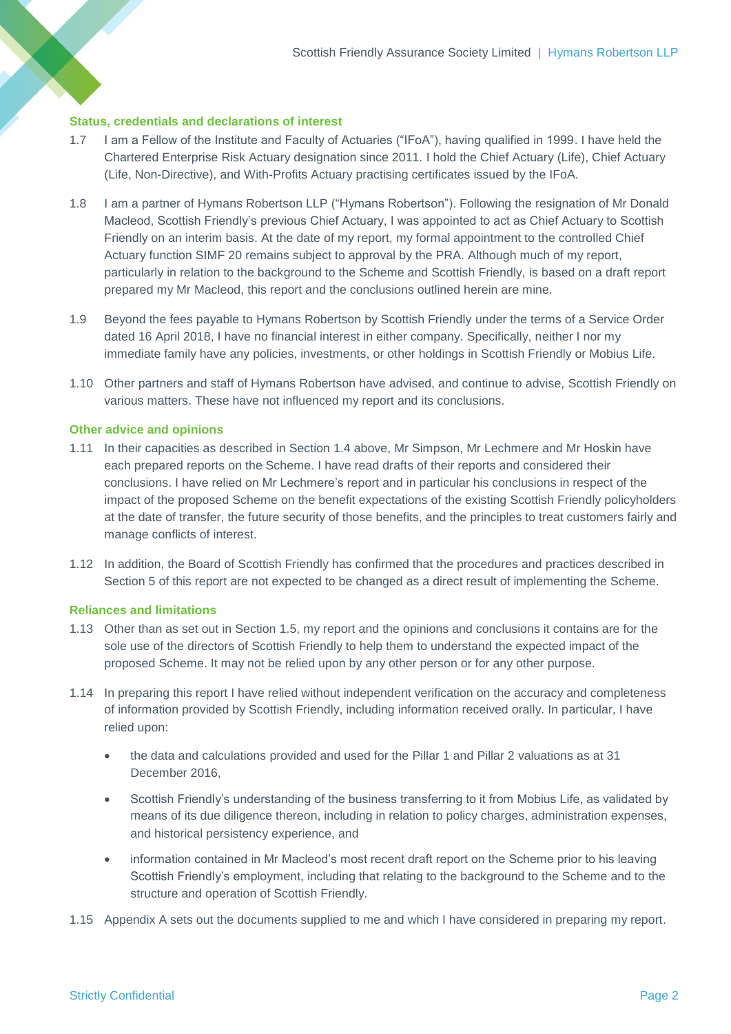### Status, credentials and declarations of interest

1.7 I am a Fellow of the Institute and Faculty of Actuaries ("IFoA"), having qualified in 1999. I have held the Chartered Enterprise Risk Actuary designation since 2011. I hold the Chief Actuary (Life), Chief Actuary (Life, Non-Directive), and With-Profits Actuary practising certificates issued by the IFoA.

1.8 I am a partner of Hymans Robertson LLP ("Hymans Robertson"). Following the resignation of Mr Donald Macleod, Scottish Friendly's previous Chief Actuary, I was appointed to act as Chief Actuary to Scottish Friendly on an interim basis. At the date of my report, my formal appointment to the controlled Chief Actuary function SIMF 20 remains subject to approval by the PRA. Although much of my report, particularly in relation to the background to the Scheme and Scottish Friendly, is based on a draft report prepared my Mr Macleod, this report and the conclusions outlined herein are mine.

1.9 Beyond the fees payable to Hymans Robertson by Scottish Friendly under the terms of a Service Order dated 16 April 2018, I have no financial interest in either company. Specifically, neither I nor my immediate family have any policies, investments, or other holdings in Scottish Friendly or Mobius Life.

1.10 Other partners and staff of Hymans Robertson have advised, and continue to advise, Scottish Friendly on various matters. These have not influenced my report and its conclusions.

### Other advice and opinions

1.11 In their capacities as described in Section 1.4 above, Mr Simpson, Mr Lechmere and Mr Hoskin have each prepared reports on the Scheme. I have read drafts of their reports and considered their conclusions. I have relied on Mr Lechmere's report and in particular his conclusions in respect of the impact of the proposed Scheme on the benefit expectations of the existing Scottish Friendly policyholders at the date of transfer, the future security of those benefits, and the principles to treat customers fairly and manage conflicts of interest.

1.12 In addition, the Board of Scottish Friendly has confirmed that the procedures and practices described in Section 5 of this report are not expected to be changed as a direct result of implementing the Scheme.

### Reliances and limitations

1.13 Other than as set out in Section 1.5, my report and the opinions and conclusions it contains are for the sole use of the directors of Scottish Friendly to help them to understand the expected impact of the proposed Scheme. It may not be relied upon by any other person or for any other purpose.

1.14 In preparing this report I have relied without independent verification on the accuracy and completeness of information provided by Scottish Friendly, including information received orally. In particular, I have relied upon:

- the data and calculations provided and used for the Pillar 1 and Pillar 2 valuations as at 31 December 2016,
- Scottish Friendly's understanding of the business transferring to it from Mobius Life, as validated by means of its due diligence thereon, including in relation to policy charges, administration expenses, and historical persistency experience, and
- information contained in Mr Macleod's most recent draft report on the Scheme prior to his leaving Scottish Friendly's employment, including that relating to the background to the Scheme and to the structure and operation of Scottish Friendly.

1.15 Appendix A sets out the documents supplied to me and which I have considered in preparing my report.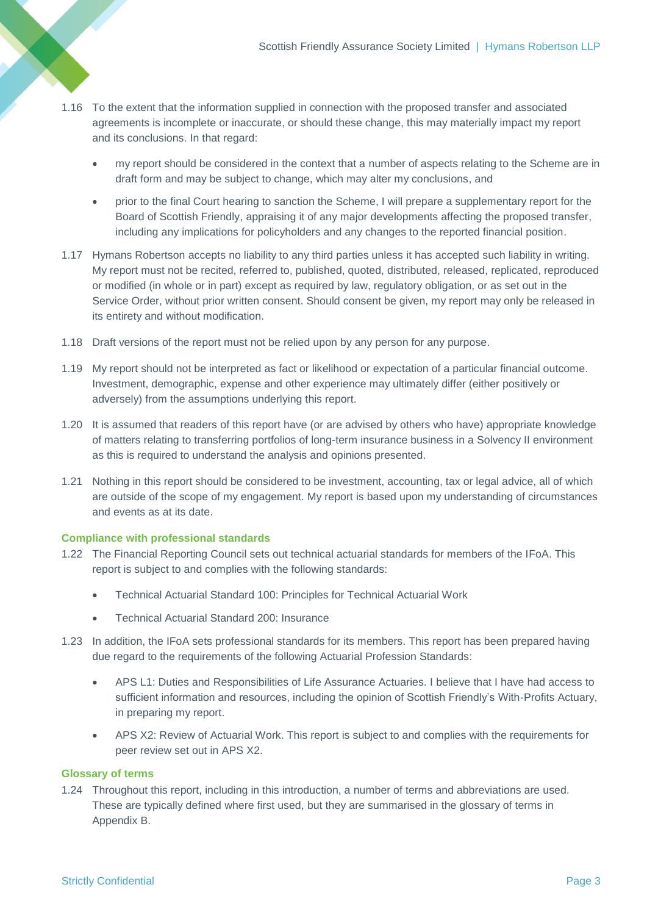1.16 To the extent that the information supplied in connection with the proposed transfer and associated agreements is incomplete or inaccurate, or should these change, this may materially impact my report and its conclusions. In that regard:

- my report should be considered in the context that a number of aspects relating to the Scheme are in draft form and may be subject to change, which may alter my conclusions, and
- prior to the final Court hearing to sanction the Scheme, I will prepare a supplementary report for the Board of Scottish Friendly, appraising it of any major developments affecting the proposed transfer, including any implications for policyholders and any changes to the reported financial position.

1.17 Hymans Robertson accepts no liability to any third parties unless it has accepted such liability in writing. My report must not be recited, referred to, published, quoted, distributed, released, replicated, reproduced or modified (in whole or in part) except as required by law, regulatory obligation, or as set out in the Service Order, without prior written consent. Should consent be given, my report may only be released in its entirety and without modification.

1.18 Draft versions of the report must not be relied upon by any person for any purpose.

1.19 My report should not be interpreted as fact or likelihood or expectation of a particular financial outcome. Investment, demographic, expense and other experience may ultimately differ (either positively or adversely) from the assumptions underlying this report.

1.20 It is assumed that readers of this report have (or are advised by others who have) appropriate knowledge of matters relating to transferring portfolios of long-term insurance business in a Solvency II environment as this is required to understand the analysis and opinions presented.

1.21 Nothing in this report should be considered to be investment, accounting, tax or legal advice, all of which are outside of the scope of my engagement. My report is based upon my understanding of circumstances and events as at its date.

### Compliance with professional standards

1.22 The Financial Reporting Council sets out technical actuarial standards for members of the IFoA. This report is subject to and complies with the following standards:

- Technical Actuarial Standard 100: Principles for Technical Actuarial Work
- Technical Actuarial Standard 200: Insurance

1.23 In addition, the IFoA sets professional standards for its members. This report has been prepared having due regard to the requirements of the following Actuarial Profession Standards:

- APS L1: Duties and Responsibilities of Life Assurance Actuaries. I believe that I have had access to sufficient information and resources, including the opinion of Scottish Friendly's With-Profits Actuary, in preparing my report.
- APS X2: Review of Actuarial Work. This report is subject to and complies with the requirements for peer review set out in APS X2.

### Glossary of terms

1.24 Throughout this report, including in this introduction, a number of terms and abbreviations are used. These are typically defined where first used, but they are summarised in the glossary of terms in Appendix B.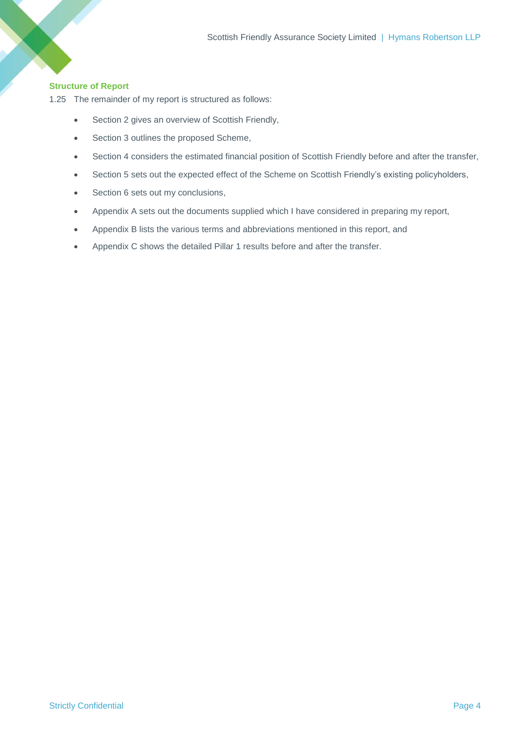### Structure of Report

1.25 The remainder of my report is structured as follows:

- Section 2 gives an overview of Scottish Friendly,
- Section 3 outlines the proposed Scheme,
- Section 4 considers the estimated financial position of Scottish Friendly before and after the transfer,
- Section 5 sets out the expected effect of the Scheme on Scottish Friendly's existing policyholders,
- Section 6 sets out my conclusions,
- Appendix A sets out the documents supplied which I have considered in preparing my report,
- Appendix B lists the various terms and abbreviations mentioned in this report, and
- Appendix C shows the detailed Pillar 1 results before and after the transfer.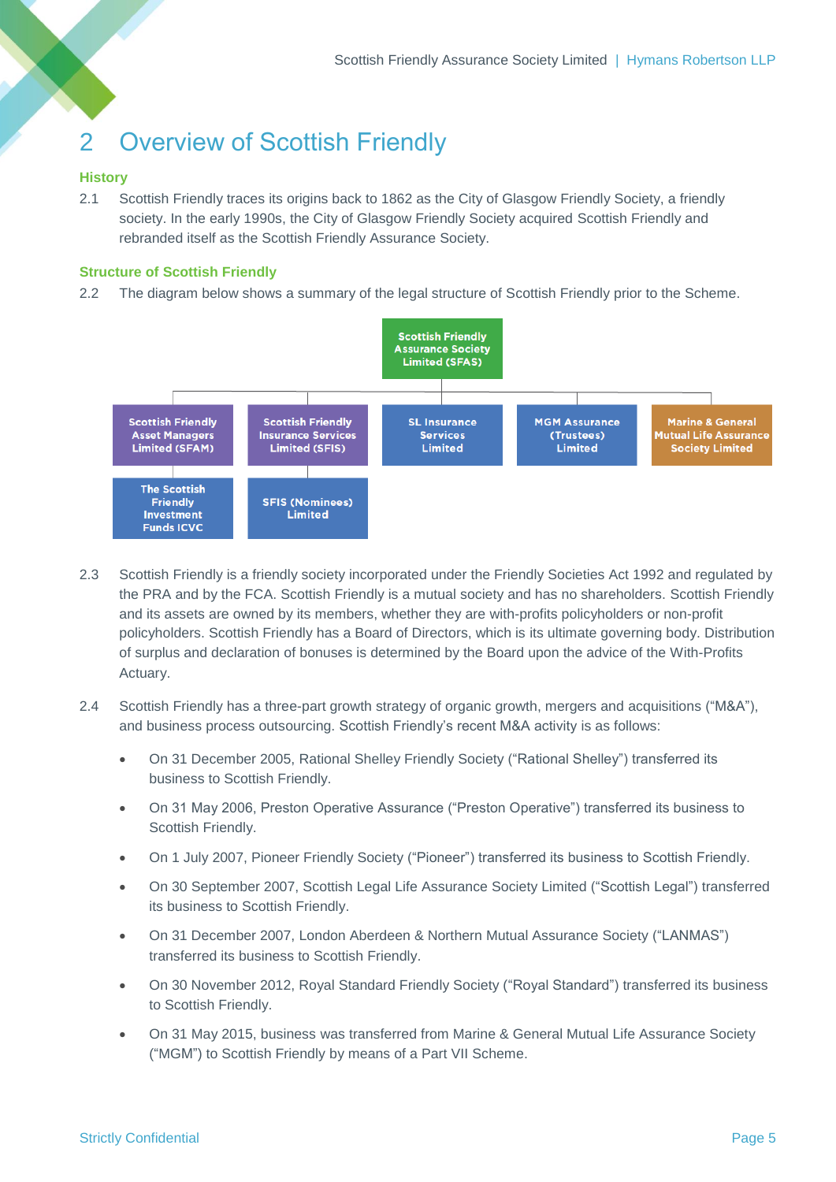# 2 Overview of Scottish Friendly

### History

2.1 Scottish Friendly traces its origins back to 1862 as the City of Glasgow Friendly Society, a friendly society. In the early 1990s, the City of Glasgow Friendly Society acquired Scottish Friendly and rebranded itself as the Scottish Friendly Assurance Society.

### Structure of Scottish Friendly

2.2 The diagram below shows a summary of the legal structure of Scottish Friendly prior to the Scheme.

- Scottish Friendly Assurance Society Limited (SFAS)
  - Scottish Friendly Asset Managers Limited (SFAM)
    - The Scottish Friendly Investment Funds ICVC
  - Scottish Friendly Insurance Services Limited (SFIS)
    - SFIS (Nominees) Limited
  - SL Insurance Services Limited
  - MGM Assurance (Trustees) Limited
  - Marine & General Mutual Life Assurance Society Limited

2.3 Scottish Friendly is a friendly society incorporated under the Friendly Societies Act 1992 and regulated by the PRA and by the FCA. Scottish Friendly is a mutual society and has no shareholders. Scottish Friendly and its assets are owned by its members, whether they are with-profits policyholders or non-profit policyholders. Scottish Friendly has a Board of Directors, which is its ultimate governing body. Distribution of surplus and declaration of bonuses is determined by the Board upon the advice of the With-Profits Actuary.

2.4 Scottish Friendly has a three-part growth strategy of organic growth, mergers and acquisitions ("M&A"), and business process outsourcing. Scottish Friendly's recent M&A activity is as follows:

- On 31 December 2005, Rational Shelley Friendly Society ("Rational Shelley") transferred its business to Scottish Friendly.
- On 31 May 2006, Preston Operative Assurance ("Preston Operative") transferred its business to Scottish Friendly.
- On 1 July 2007, Pioneer Friendly Society ("Pioneer") transferred its business to Scottish Friendly.
- On 30 September 2007, Scottish Legal Life Assurance Society Limited ("Scottish Legal") transferred its business to Scottish Friendly.
- On 31 December 2007, London Aberdeen & Northern Mutual Assurance Society ("LANMAS") transferred its business to Scottish Friendly.
- On 30 November 2012, Royal Standard Friendly Society ("Royal Standard") transferred its business to Scottish Friendly.
- On 31 May 2015, business was transferred from Marine & General Mutual Life Assurance Society ("MGM") to Scottish Friendly by means of a Part VII Scheme.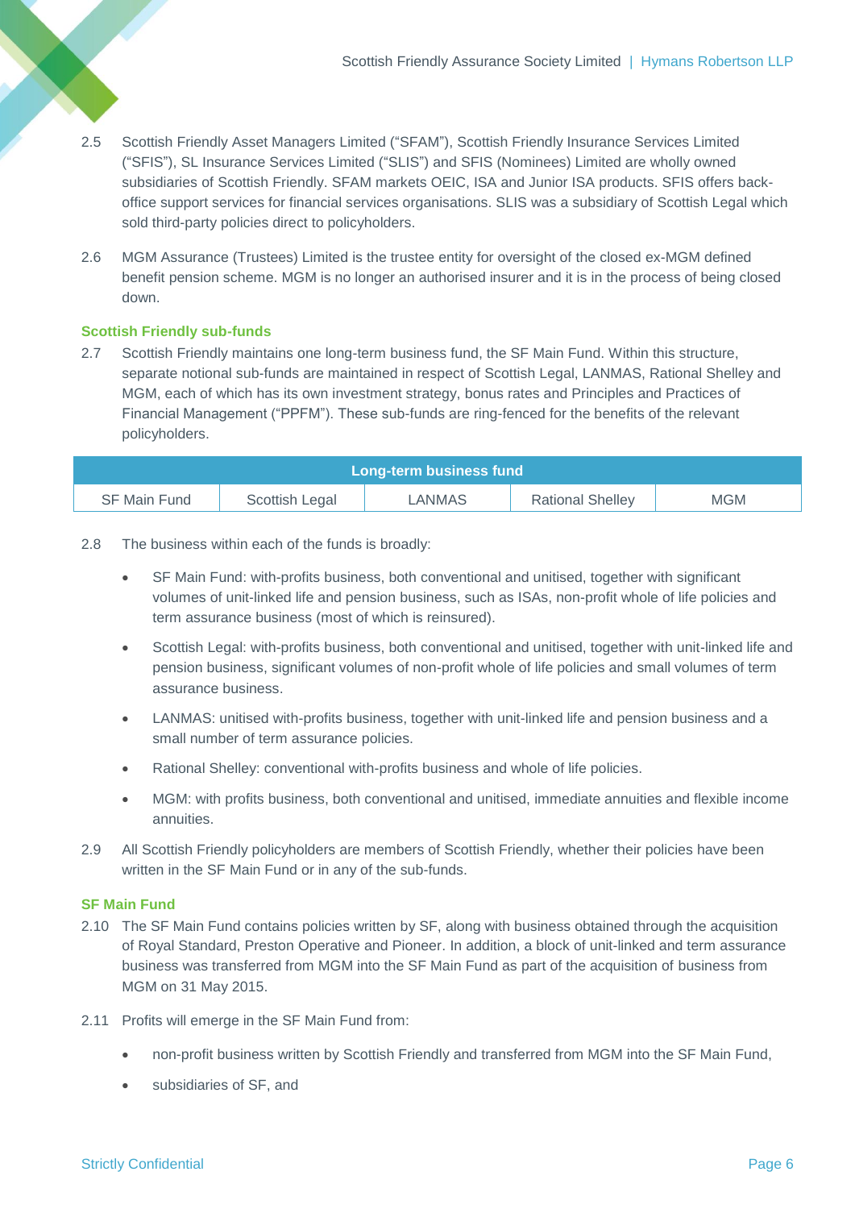2.5 Scottish Friendly Asset Managers Limited ("SFAM"), Scottish Friendly Insurance Services Limited ("SFIS"), SL Insurance Services Limited ("SLIS") and SFIS (Nominees) Limited are wholly owned subsidiaries of Scottish Friendly. SFAM markets OEIC, ISA and Junior ISA products. SFIS offers back-office support services for financial services organisations. SLIS was a subsidiary of Scottish Legal which sold third-party policies direct to policyholders.

2.6 MGM Assurance (Trustees) Limited is the trustee entity for oversight of the closed ex-MGM defined benefit pension scheme. MGM is no longer an authorised insurer and it is in the process of being closed down.

### Scottish Friendly sub-funds

2.7 Scottish Friendly maintains one long-term business fund, the SF Main Fund. Within this structure, separate notional sub-funds are maintained in respect of Scottish Legal, LANMAS, Rational Shelley and MGM, each of which has its own investment strategy, bonus rates and Principles and Practices of Financial Management ("PPFM"). These sub-funds are ring-fenced for the benefits of the relevant policyholders.

| Long-term business fund | | | | |
|---|---|---|---|---|
| SF Main Fund | Scottish Legal | LANMAS | Rational Shelley | MGM |

2.8 The business within each of the funds is broadly:

- SF Main Fund: with-profits business, both conventional and unitised, together with significant volumes of unit-linked life and pension business, such as ISAs, non-profit whole of life policies and term assurance business (most of which is reinsured).
- Scottish Legal: with-profits business, both conventional and unitised, together with unit-linked life and pension business, significant volumes of non-profit whole of life policies and small volumes of term assurance business.
- LANMAS: unitised with-profits business, together with unit-linked life and pension business and a small number of term assurance policies.
- Rational Shelley: conventional with-profits business and whole of life policies.
- MGM: with profits business, both conventional and unitised, immediate annuities and flexible income annuities.

2.9 All Scottish Friendly policyholders are members of Scottish Friendly, whether their policies have been written in the SF Main Fund or in any of the sub-funds.

### SF Main Fund

2.10 The SF Main Fund contains policies written by SF, along with business obtained through the acquisition of Royal Standard, Preston Operative and Pioneer. In addition, a block of unit-linked and term assurance business was transferred from MGM into the SF Main Fund as part of the acquisition of business from MGM on 31 May 2015.

2.11 Profits will emerge in the SF Main Fund from:

- non-profit business written by Scottish Friendly and transferred from MGM into the SF Main Fund,
- subsidiaries of SF, and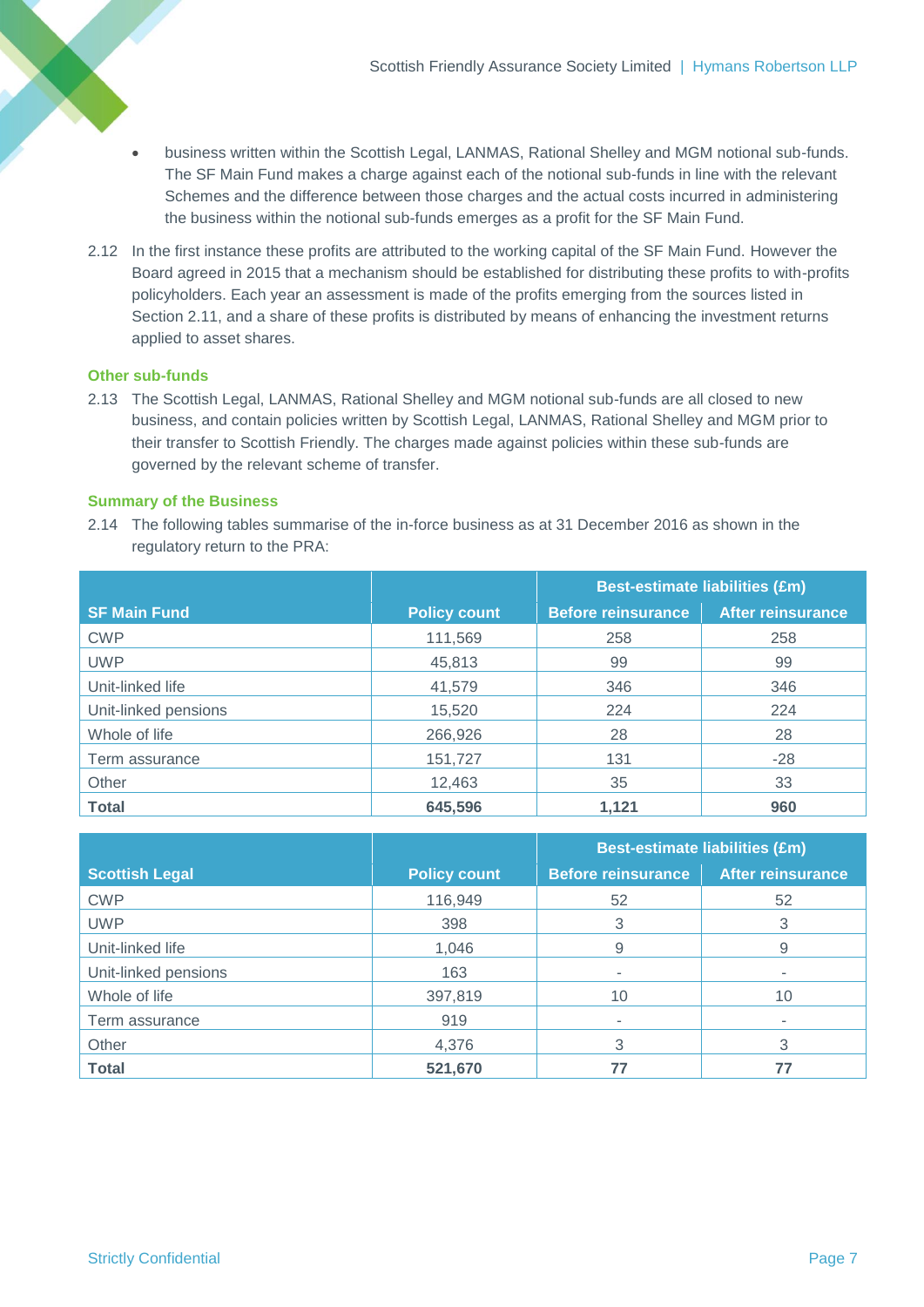- business written within the Scottish Legal, LANMAS, Rational Shelley and MGM notional sub-funds. The SF Main Fund makes a charge against each of the notional sub-funds in line with the relevant Schemes and the difference between those charges and the actual costs incurred in administering the business within the notional sub-funds emerges as a profit for the SF Main Fund.

2.12 In the first instance these profits are attributed to the working capital of the SF Main Fund. However the Board agreed in 2015 that a mechanism should be established for distributing these profits to with-profits policyholders. Each year an assessment is made of the profits emerging from the sources listed in Section 2.11, and a share of these profits is distributed by means of enhancing the investment returns applied to asset shares.

### Other sub-funds

2.13 The Scottish Legal, LANMAS, Rational Shelley and MGM notional sub-funds are all closed to new business, and contain policies written by Scottish Legal, LANMAS, Rational Shelley and MGM prior to their transfer to Scottish Friendly. The charges made against policies within these sub-funds are governed by the relevant scheme of transfer.

### Summary of the Business

2.14 The following tables summarise of the in-force business as at 31 December 2016 as shown in the regulatory return to the PRA:

| | | Best-estimate liabilities (£m) | |
|---|---|---|---|
| **SF Main Fund** | **Policy count** | **Before reinsurance** | **After reinsurance** |
| CWP | 111,569 | 258 | 258 |
| UWP | 45,813 | 99 | 99 |
| Unit-linked life | 41,579 | 346 | 346 |
| Unit-linked pensions | 15,520 | 224 | 224 |
| Whole of life | 266,926 | 28 | 28 |
| Term assurance | 151,727 | 131 | -28 |
| Other | 12,463 | 35 | 33 |
| **Total** | **645,596** | **1,121** | **960** |

| | | Best-estimate liabilities (£m) | |
|---|---|---|---|
| **Scottish Legal** | **Policy count** | **Before reinsurance** | **After reinsurance** |
| CWP | 116,949 | 52 | 52 |
| UWP | 398 | 3 | 3 |
| Unit-linked life | 1,046 | 9 | 9 |
| Unit-linked pensions | 163 | - | - |
| Whole of life | 397,819 | 10 | 10 |
| Term assurance | 919 | - | - |
| Other | 4,376 | 3 | 3 |
| **Total** | **521,670** | **77** | **77** |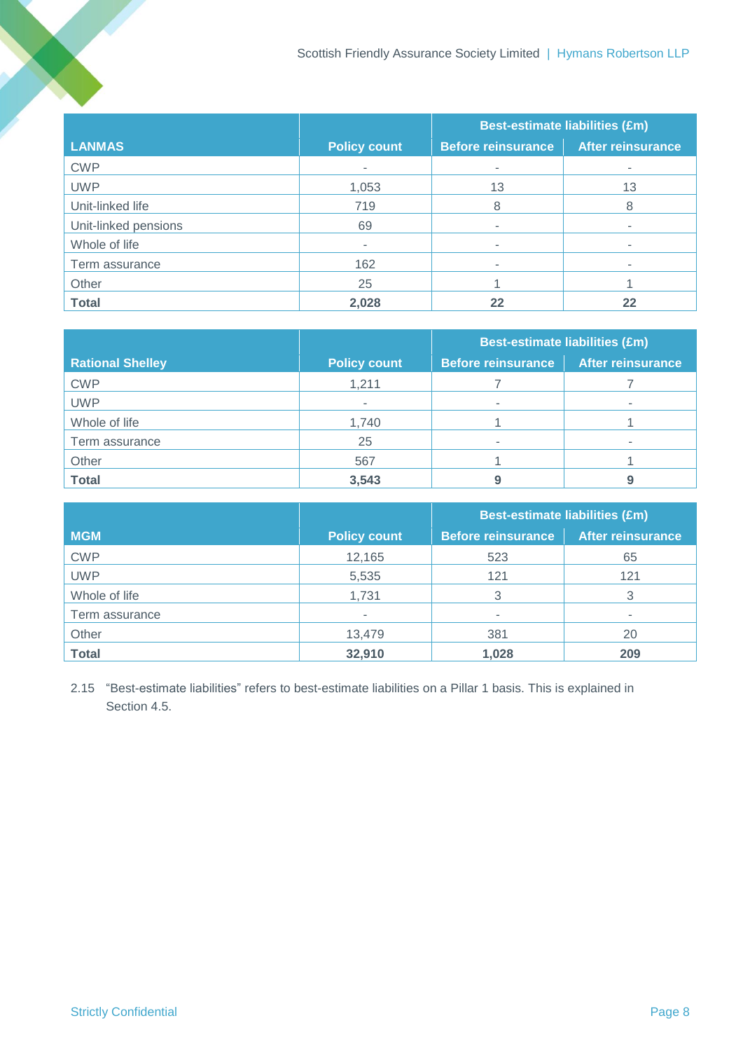| LANMAS | Policy count | Best-estimate liabilities (£m) | |
|---|---|---|---|
| | | Before reinsurance | After reinsurance |
| CWP | - | - | - |
| UWP | 1,053 | 13 | 13 |
| Unit-linked life | 719 | 8 | 8 |
| Unit-linked pensions | 69 | - | - |
| Whole of life | - | - | - |
| Term assurance | 162 | - | - |
| Other | 25 | 1 | 1 |
| **Total** | **2,028** | **22** | **22** |

| Rational Shelley | Policy count | Best-estimate liabilities (£m) | |
|---|---|---|---|
| | | Before reinsurance | After reinsurance |
| CWP | 1,211 | 7 | 7 |
| UWP | - | - | - |
| Whole of life | 1,740 | 1 | 1 |
| Term assurance | 25 | - | - |
| Other | 567 | 1 | 1 |
| **Total** | **3,543** | **9** | **9** |

| MGM | Policy count | Best-estimate liabilities (£m) | |
|---|---|---|---|
| | | Before reinsurance | After reinsurance |
| CWP | 12,165 | 523 | 65 |
| UWP | 5,535 | 121 | 121 |
| Whole of life | 1,731 | 3 | 3 |
| Term assurance | - | - | - |
| Other | 13,479 | 381 | 20 |
| **Total** | **32,910** | **1,028** | **209** |

2.15 "Best-estimate liabilities" refers to best-estimate liabilities on a Pillar 1 basis. This is explained in Section 4.5.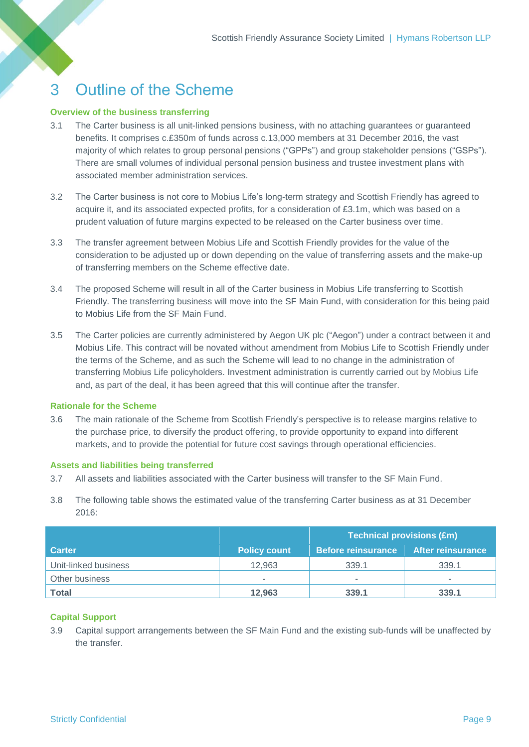# 3 Outline of the Scheme

### Overview of the business transferring

3.1 The Carter business is all unit-linked pensions business, with no attaching guarantees or guaranteed benefits. It comprises c.£350m of funds across c.13,000 members at 31 December 2016, the vast majority of which relates to group personal pensions ("GPPs") and group stakeholder pensions ("GSPs"). There are small volumes of individual personal pension business and trustee investment plans with associated member administration services.

3.2 The Carter business is not core to Mobius Life's long-term strategy and Scottish Friendly has agreed to acquire it, and its associated expected profits, for a consideration of £3.1m, which was based on a prudent valuation of future margins expected to be released on the Carter business over time.

3.3 The transfer agreement between Mobius Life and Scottish Friendly provides for the value of the consideration to be adjusted up or down depending on the value of transferring assets and the make-up of transferring members on the Scheme effective date.

3.4 The proposed Scheme will result in all of the Carter business in Mobius Life transferring to Scottish Friendly. The transferring business will move into the SF Main Fund, with consideration for this being paid to Mobius Life from the SF Main Fund.

3.5 The Carter policies are currently administered by Aegon UK plc ("Aegon") under a contract between it and Mobius Life. This contract will be novated without amendment from Mobius Life to Scottish Friendly under the terms of the Scheme, and as such the Scheme will lead to no change in the administration of transferring Mobius Life policyholders. Investment administration is currently carried out by Mobius Life and, as part of the deal, it has been agreed that this will continue after the transfer.

### Rationale for the Scheme

3.6 The main rationale of the Scheme from Scottish Friendly's perspective is to release margins relative to the purchase price, to diversify the product offering, to provide opportunity to expand into different markets, and to provide the potential for future cost savings through operational efficiencies.

### Assets and liabilities being transferred

3.7 All assets and liabilities associated with the Carter business will transfer to the SF Main Fund.

3.8 The following table shows the estimated value of the transferring Carter business as at 31 December 2016:

| | | Technical provisions (£m) | |
|---|---|---|---|
| **Carter** | **Policy count** | **Before reinsurance** | **After reinsurance** |
| Unit-linked business | 12,963 | 339.1 | 339.1 |
| Other business | - | - | - |
| **Total** | **12,963** | **339.1** | **339.1** |

### Capital Support

3.9 Capital support arrangements between the SF Main Fund and the existing sub-funds will be unaffected by the transfer.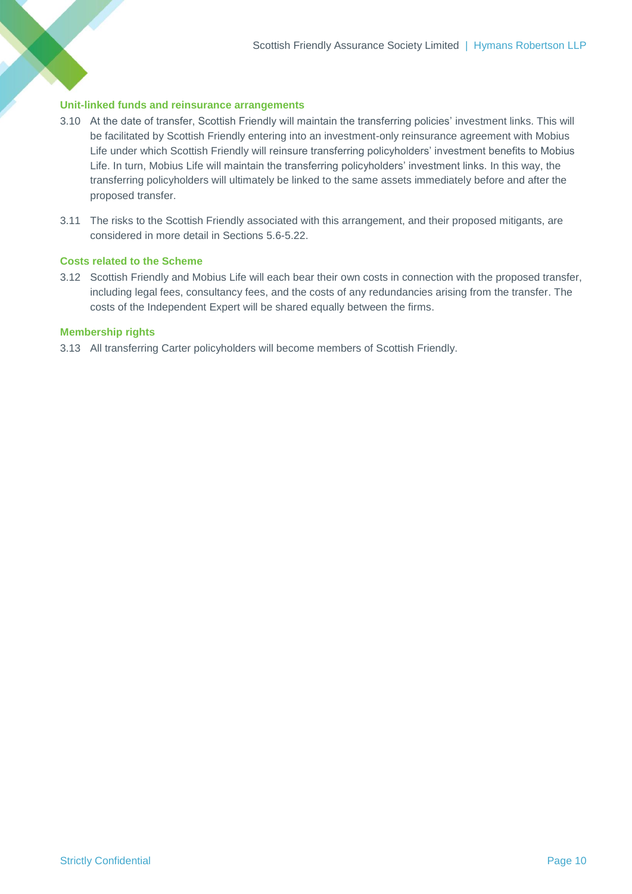### Unit-linked funds and reinsurance arrangements

3.10 At the date of transfer, Scottish Friendly will maintain the transferring policies' investment links. This will be facilitated by Scottish Friendly entering into an investment-only reinsurance agreement with Mobius Life under which Scottish Friendly will reinsure transferring policyholders' investment benefits to Mobius Life. In turn, Mobius Life will maintain the transferring policyholders' investment links. In this way, the transferring policyholders will ultimately be linked to the same assets immediately before and after the proposed transfer.

3.11 The risks to the Scottish Friendly associated with this arrangement, and their proposed mitigants, are considered in more detail in Sections 5.6-5.22.

### Costs related to the Scheme

3.12 Scottish Friendly and Mobius Life will each bear their own costs in connection with the proposed transfer, including legal fees, consultancy fees, and the costs of any redundancies arising from the transfer. The costs of the Independent Expert will be shared equally between the firms.

### Membership rights

3.13 All transferring Carter policyholders will become members of Scottish Friendly.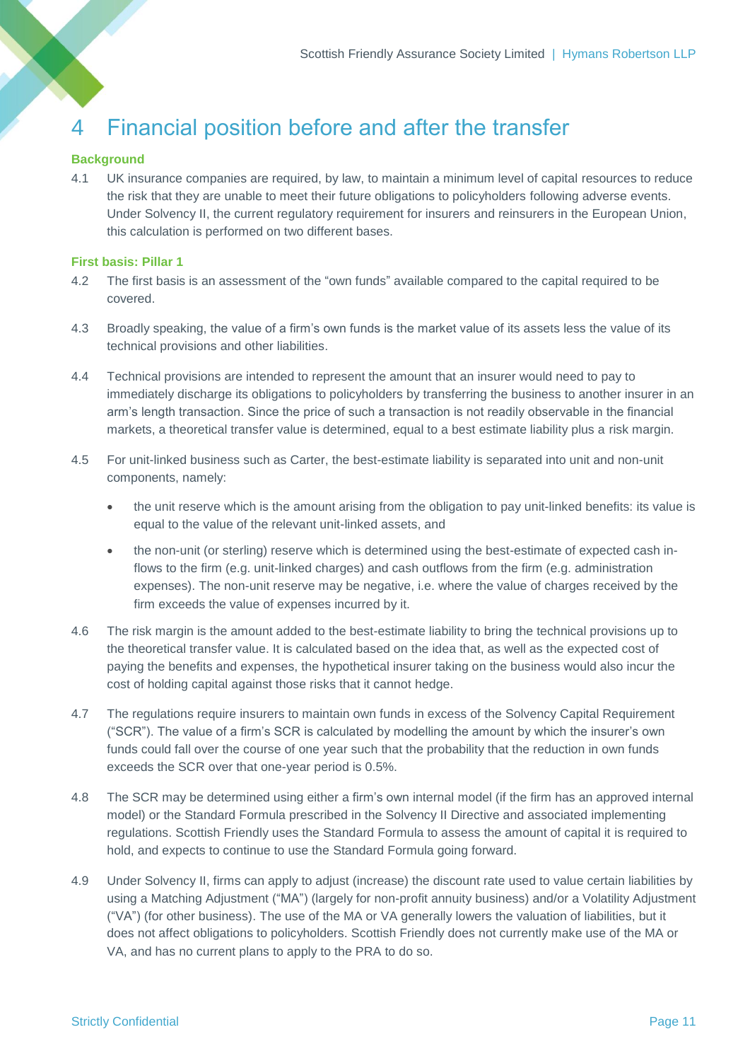# 4 Financial position before and after the transfer

### Background

4.1 UK insurance companies are required, by law, to maintain a minimum level of capital resources to reduce the risk that they are unable to meet their future obligations to policyholders following adverse events. Under Solvency II, the current regulatory requirement for insurers and reinsurers in the European Union, this calculation is performed on two different bases.

### First basis: Pillar 1

4.2 The first basis is an assessment of the "own funds" available compared to the capital required to be covered.

4.3 Broadly speaking, the value of a firm's own funds is the market value of its assets less the value of its technical provisions and other liabilities.

4.4 Technical provisions are intended to represent the amount that an insurer would need to pay to immediately discharge its obligations to policyholders by transferring the business to another insurer in an arm's length transaction. Since the price of such a transaction is not readily observable in the financial markets, a theoretical transfer value is determined, equal to a best estimate liability plus a risk margin.

4.5 For unit-linked business such as Carter, the best-estimate liability is separated into unit and non-unit components, namely:

- the unit reserve which is the amount arising from the obligation to pay unit-linked benefits: its value is equal to the value of the relevant unit-linked assets, and
- the non-unit (or sterling) reserve which is determined using the best-estimate of expected cash in-flows to the firm (e.g. unit-linked charges) and cash outflows from the firm (e.g. administration expenses). The non-unit reserve may be negative, i.e. where the value of charges received by the firm exceeds the value of expenses incurred by it.

4.6 The risk margin is the amount added to the best-estimate liability to bring the technical provisions up to the theoretical transfer value. It is calculated based on the idea that, as well as the expected cost of paying the benefits and expenses, the hypothetical insurer taking on the business would also incur the cost of holding capital against those risks that it cannot hedge.

4.7 The regulations require insurers to maintain own funds in excess of the Solvency Capital Requirement ("SCR"). The value of a firm's SCR is calculated by modelling the amount by which the insurer's own funds could fall over the course of one year such that the probability that the reduction in own funds exceeds the SCR over that one-year period is 0.5%.

4.8 The SCR may be determined using either a firm's own internal model (if the firm has an approved internal model) or the Standard Formula prescribed in the Solvency II Directive and associated implementing regulations. Scottish Friendly uses the Standard Formula to assess the amount of capital it is required to hold, and expects to continue to use the Standard Formula going forward.

4.9 Under Solvency II, firms can apply to adjust (increase) the discount rate used to value certain liabilities by using a Matching Adjustment ("MA") (largely for non-profit annuity business) and/or a Volatility Adjustment ("VA") (for other business). The use of the MA or VA generally lowers the valuation of liabilities, but it does not affect obligations to policyholders. Scottish Friendly does not currently make use of the MA or VA, and has no current plans to apply to the PRA to do so.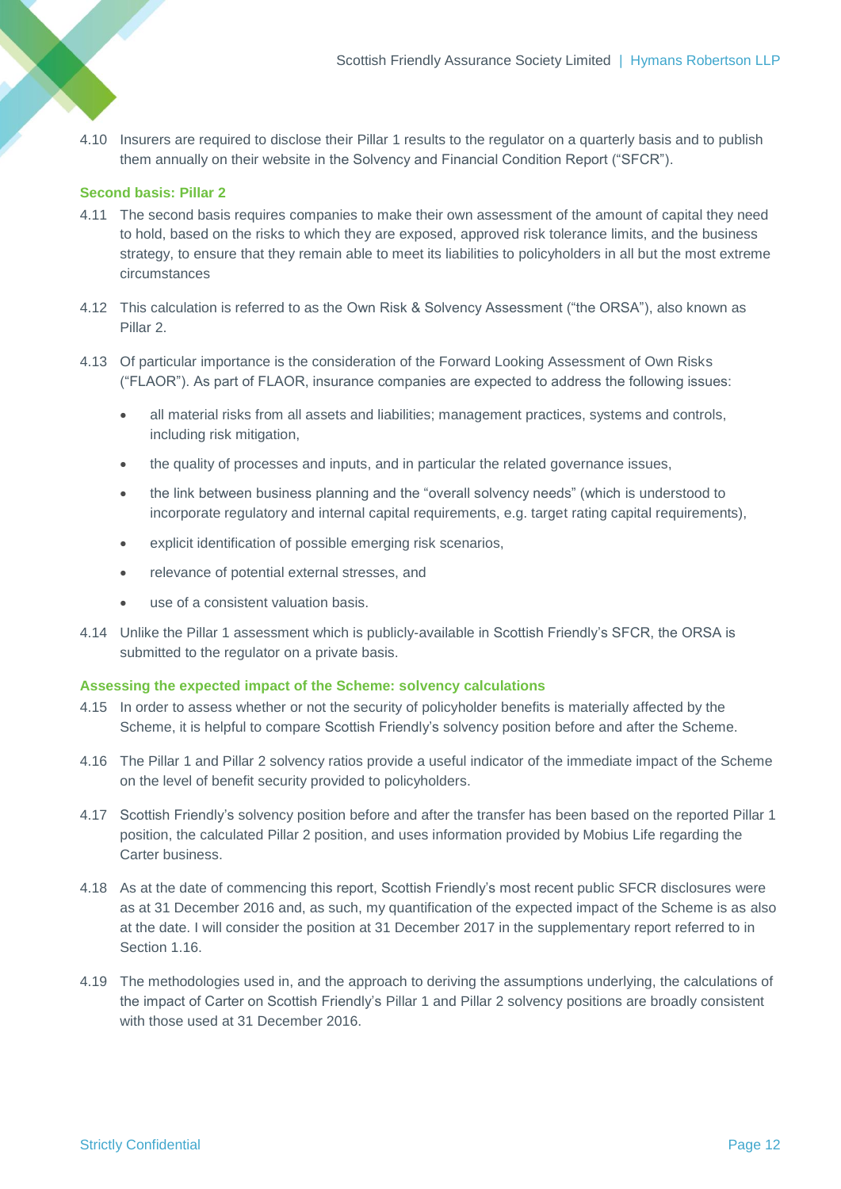4.10 Insurers are required to disclose their Pillar 1 results to the regulator on a quarterly basis and to publish them annually on their website in the Solvency and Financial Condition Report ("SFCR").

### Second basis: Pillar 2

4.11 The second basis requires companies to make their own assessment of the amount of capital they need to hold, based on the risks to which they are exposed, approved risk tolerance limits, and the business strategy, to ensure that they remain able to meet its liabilities to policyholders in all but the most extreme circumstances

4.12 This calculation is referred to as the Own Risk & Solvency Assessment ("the ORSA"), also known as Pillar 2.

4.13 Of particular importance is the consideration of the Forward Looking Assessment of Own Risks ("FLAOR"). As part of FLAOR, insurance companies are expected to address the following issues:

- all material risks from all assets and liabilities; management practices, systems and controls, including risk mitigation,
- the quality of processes and inputs, and in particular the related governance issues,
- the link between business planning and the "overall solvency needs" (which is understood to incorporate regulatory and internal capital requirements, e.g. target rating capital requirements),
- explicit identification of possible emerging risk scenarios,
- relevance of potential external stresses, and
- use of a consistent valuation basis.

4.14 Unlike the Pillar 1 assessment which is publicly-available in Scottish Friendly's SFCR, the ORSA is submitted to the regulator on a private basis.

### Assessing the expected impact of the Scheme: solvency calculations

4.15 In order to assess whether or not the security of policyholder benefits is materially affected by the Scheme, it is helpful to compare Scottish Friendly's solvency position before and after the Scheme.

4.16 The Pillar 1 and Pillar 2 solvency ratios provide a useful indicator of the immediate impact of the Scheme on the level of benefit security provided to policyholders.

4.17 Scottish Friendly's solvency position before and after the transfer has been based on the reported Pillar 1 position, the calculated Pillar 2 position, and uses information provided by Mobius Life regarding the Carter business.

4.18 As at the date of commencing this report, Scottish Friendly's most recent public SFCR disclosures were as at 31 December 2016 and, as such, my quantification of the expected impact of the Scheme is as also at the date. I will consider the position at 31 December 2017 in the supplementary report referred to in Section 1.16.

4.19 The methodologies used in, and the approach to deriving the assumptions underlying, the calculations of the impact of Carter on Scottish Friendly's Pillar 1 and Pillar 2 solvency positions are broadly consistent with those used at 31 December 2016.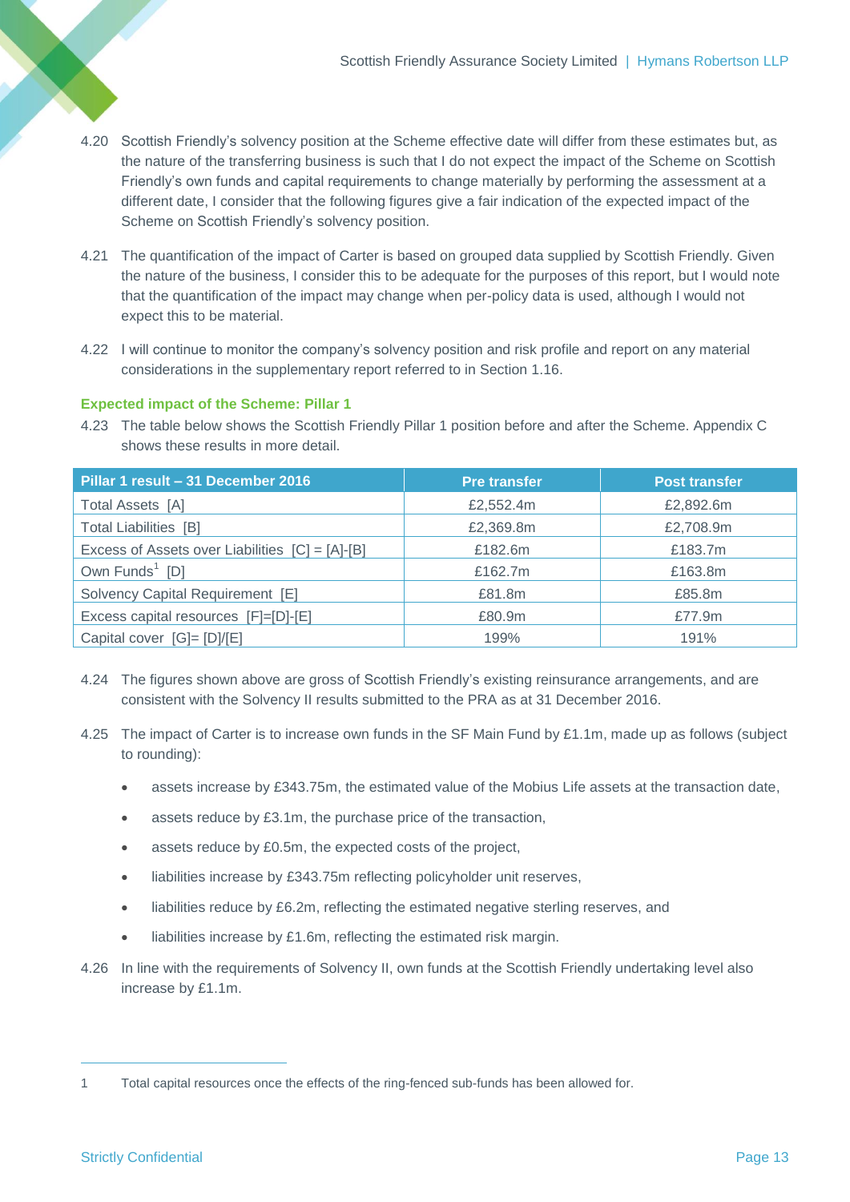4.20 Scottish Friendly's solvency position at the Scheme effective date will differ from these estimates but, as the nature of the transferring business is such that I do not expect the impact of the Scheme on Scottish Friendly's own funds and capital requirements to change materially by performing the assessment at a different date, I consider that the following figures give a fair indication of the expected impact of the Scheme on Scottish Friendly's solvency position.

4.21 The quantification of the impact of Carter is based on grouped data supplied by Scottish Friendly. Given the nature of the business, I consider this to be adequate for the purposes of this report, but I would note that the quantification of the impact may change when per-policy data is used, although I would not expect this to be material.

4.22 I will continue to monitor the company's solvency position and risk profile and report on any material considerations in the supplementary report referred to in Section 1.16.

### Expected impact of the Scheme: Pillar 1

4.23 The table below shows the Scottish Friendly Pillar 1 position before and after the Scheme. Appendix C shows these results in more detail.

| Pillar 1 result – 31 December 2016 | Pre transfer | Post transfer |
|---|---|---|
| Total Assets [A] | £2,552.4m | £2,892.6m |
| Total Liabilities [B] | £2,369.8m | £2,708.9m |
| Excess of Assets over Liabilities [C] = [A]-[B] | £182.6m | £183.7m |
| Own Funds[1] [D] | £162.7m | £163.8m |
| Solvency Capital Requirement [E] | £81.8m | £85.8m |
| Excess capital resources [F]=[D]-[E] | £80.9m | £77.9m |
| Capital cover [G]= [D]/[E] | 199% | 191% |

4.24 The figures shown above are gross of Scottish Friendly's existing reinsurance arrangements, and are consistent with the Solvency II results submitted to the PRA as at 31 December 2016.

4.25 The impact of Carter is to increase own funds in the SF Main Fund by £1.1m, made up as follows (subject to rounding):

- assets increase by £343.75m, the estimated value of the Mobius Life assets at the transaction date,
- assets reduce by £3.1m, the purchase price of the transaction,
- assets reduce by £0.5m, the expected costs of the project,
- liabilities increase by £343.75m reflecting policyholder unit reserves,
- liabilities reduce by £6.2m, reflecting the estimated negative sterling reserves, and
- liabilities increase by £1.6m, reflecting the estimated risk margin.

4.26 In line with the requirements of Solvency II, own funds at the Scottish Friendly undertaking level also increase by £1.1m.

---

1 Total capital resources once the effects of the ring-fenced sub-funds has been allowed for.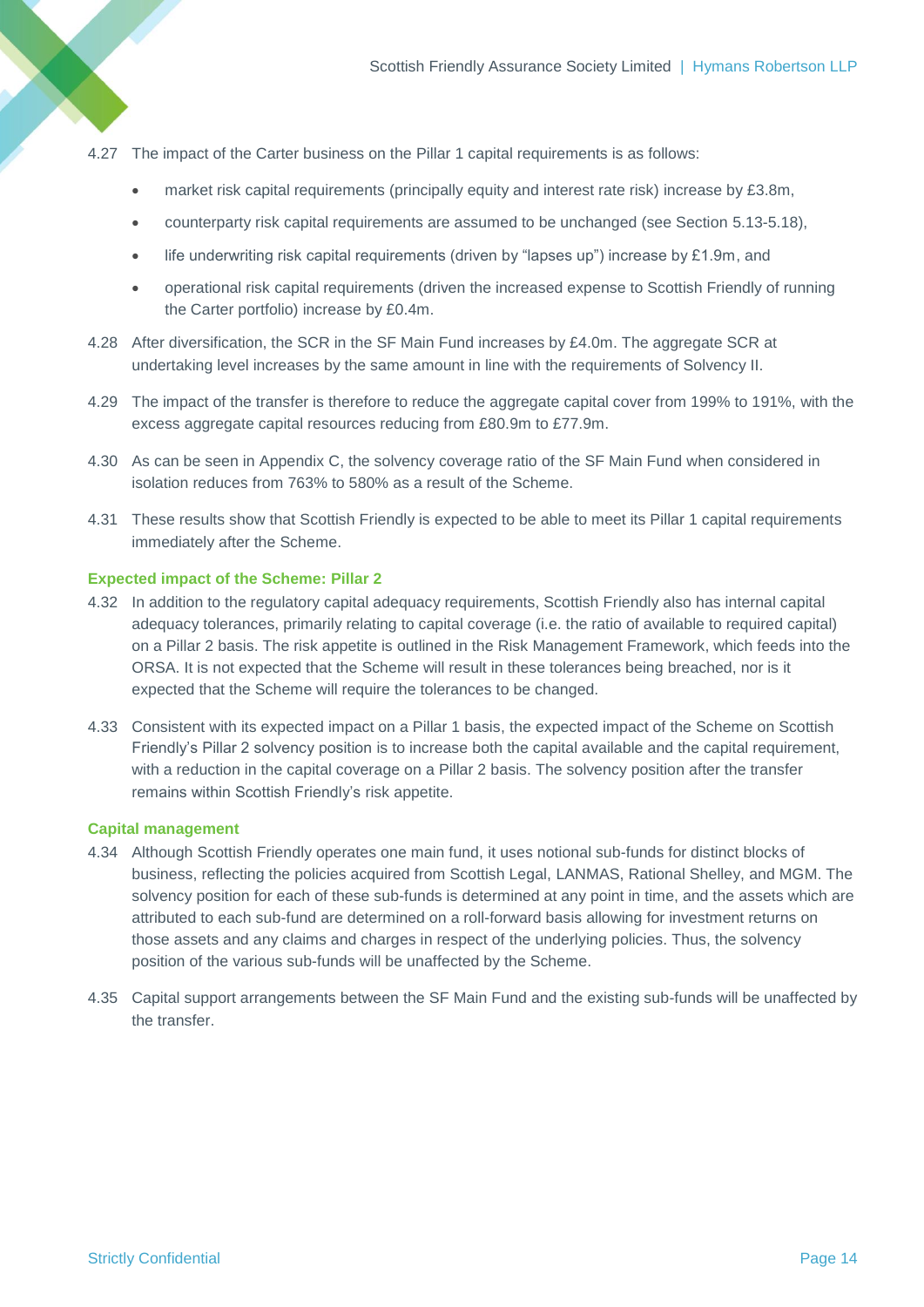4.27 The impact of the Carter business on the Pillar 1 capital requirements is as follows:

- market risk capital requirements (principally equity and interest rate risk) increase by £3.8m,
- counterparty risk capital requirements are assumed to be unchanged (see Section 5.13-5.18),
- life underwriting risk capital requirements (driven by “lapses up”) increase by £1.9m, and
- operational risk capital requirements (driven the increased expense to Scottish Friendly of running the Carter portfolio) increase by £0.4m.

4.28 After diversification, the SCR in the SF Main Fund increases by £4.0m. The aggregate SCR at undertaking level increases by the same amount in line with the requirements of Solvency II.

4.29 The impact of the transfer is therefore to reduce the aggregate capital cover from 199% to 191%, with the excess aggregate capital resources reducing from £80.9m to £77.9m.

4.30 As can be seen in Appendix C, the solvency coverage ratio of the SF Main Fund when considered in isolation reduces from 763% to 580% as a result of the Scheme.

4.31 These results show that Scottish Friendly is expected to be able to meet its Pillar 1 capital requirements immediately after the Scheme.

### Expected impact of the Scheme: Pillar 2

4.32 In addition to the regulatory capital adequacy requirements, Scottish Friendly also has internal capital adequacy tolerances, primarily relating to capital coverage (i.e. the ratio of available to required capital) on a Pillar 2 basis. The risk appetite is outlined in the Risk Management Framework, which feeds into the ORSA. It is not expected that the Scheme will result in these tolerances being breached, nor is it expected that the Scheme will require the tolerances to be changed.

4.33 Consistent with its expected impact on a Pillar 1 basis, the expected impact of the Scheme on Scottish Friendly’s Pillar 2 solvency position is to increase both the capital available and the capital requirement, with a reduction in the capital coverage on a Pillar 2 basis. The solvency position after the transfer remains within Scottish Friendly’s risk appetite.

### Capital management

4.34 Although Scottish Friendly operates one main fund, it uses notional sub-funds for distinct blocks of business, reflecting the policies acquired from Scottish Legal, LANMAS, Rational Shelley, and MGM. The solvency position for each of these sub-funds is determined at any point in time, and the assets which are attributed to each sub-fund are determined on a roll-forward basis allowing for investment returns on those assets and any claims and charges in respect of the underlying policies. Thus, the solvency position of the various sub-funds will be unaffected by the Scheme.

4.35 Capital support arrangements between the SF Main Fund and the existing sub-funds will be unaffected by the transfer.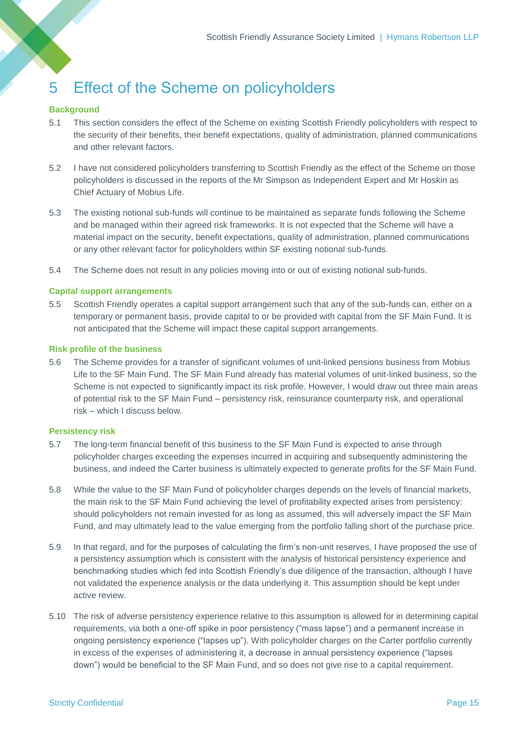# 5 Effect of the Scheme on policyholders

### Background

5.1 This section considers the effect of the Scheme on existing Scottish Friendly policyholders with respect to the security of their benefits, their benefit expectations, quality of administration, planned communications and other relevant factors.

5.2 I have not considered policyholders transferring to Scottish Friendly as the effect of the Scheme on those policyholders is discussed in the reports of the Mr Simpson as Independent Expert and Mr Hoskin as Chief Actuary of Mobius Life.

5.3 The existing notional sub-funds will continue to be maintained as separate funds following the Scheme and be managed within their agreed risk frameworks. It is not expected that the Scheme will have a material impact on the security, benefit expectations, quality of administration, planned communications or any other relevant factor for policyholders within SF existing notional sub-funds.

5.4 The Scheme does not result in any policies moving into or out of existing notional sub-funds.

### Capital support arrangements

5.5 Scottish Friendly operates a capital support arrangement such that any of the sub-funds can, either on a temporary or permanent basis, provide capital to or be provided with capital from the SF Main Fund. It is not anticipated that the Scheme will impact these capital support arrangements.

### Risk profile of the business

5.6 The Scheme provides for a transfer of significant volumes of unit-linked pensions business from Mobius Life to the SF Main Fund. The SF Main Fund already has material volumes of unit-linked business, so the Scheme is not expected to significantly impact its risk profile. However, I would draw out three main areas of potential risk to the SF Main Fund – persistency risk, reinsurance counterparty risk, and operational risk – which I discuss below.

### Persistency risk

5.7 The long-term financial benefit of this business to the SF Main Fund is expected to arise through policyholder charges exceeding the expenses incurred in acquiring and subsequently administering the business, and indeed the Carter business is ultimately expected to generate profits for the SF Main Fund.

5.8 While the value to the SF Main Fund of policyholder charges depends on the levels of financial markets, the main risk to the SF Main Fund achieving the level of profitability expected arises from persistency: should policyholders not remain invested for as long as assumed, this will adversely impact the SF Main Fund, and may ultimately lead to the value emerging from the portfolio falling short of the purchase price.

5.9 In that regard, and for the purposes of calculating the firm's non-unit reserves, I have proposed the use of a persistency assumption which is consistent with the analysis of historical persistency experience and benchmarking studies which fed into Scottish Friendly's due diligence of the transaction, although I have not validated the experience analysis or the data underlying it. This assumption should be kept under active review.

5.10 The risk of adverse persistency experience relative to this assumption is allowed for in determining capital requirements, via both a one-off spike in poor persistency ("mass lapse") and a permanent increase in ongoing persistency experience ("lapses up"). With policyholder charges on the Carter portfolio currently in excess of the expenses of administering it, a decrease in annual persistency experience ("lapses down") would be beneficial to the SF Main Fund, and so does not give rise to a capital requirement.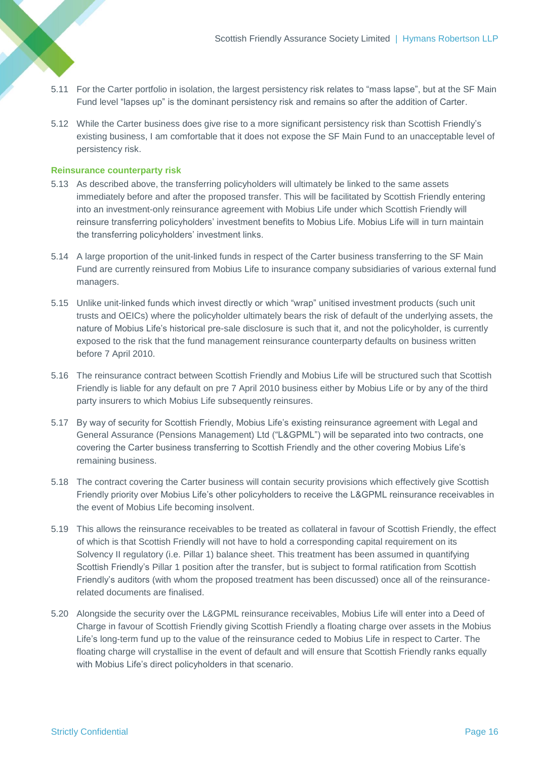5.11 For the Carter portfolio in isolation, the largest persistency risk relates to “mass lapse”, but at the SF Main Fund level “lapses up” is the dominant persistency risk and remains so after the addition of Carter.

5.12 While the Carter business does give rise to a more significant persistency risk than Scottish Friendly’s existing business, I am comfortable that it does not expose the SF Main Fund to an unacceptable level of persistency risk.

### Reinsurance counterparty risk

5.13 As described above, the transferring policyholders will ultimately be linked to the same assets immediately before and after the proposed transfer. This will be facilitated by Scottish Friendly entering into an investment-only reinsurance agreement with Mobius Life under which Scottish Friendly will reinsure transferring policyholders’ investment benefits to Mobius Life. Mobius Life will in turn maintain the transferring policyholders’ investment links.

5.14 A large proportion of the unit-linked funds in respect of the Carter business transferring to the SF Main Fund are currently reinsured from Mobius Life to insurance company subsidiaries of various external fund managers.

5.15 Unlike unit-linked funds which invest directly or which “wrap” unitised investment products (such unit trusts and OEICs) where the policyholder ultimately bears the risk of default of the underlying assets, the nature of Mobius Life’s historical pre-sale disclosure is such that it, and not the policyholder, is currently exposed to the risk that the fund management reinsurance counterparty defaults on business written before 7 April 2010.

5.16 The reinsurance contract between Scottish Friendly and Mobius Life will be structured such that Scottish Friendly is liable for any default on pre 7 April 2010 business either by Mobius Life or by any of the third party insurers to which Mobius Life subsequently reinsures.

5.17 By way of security for Scottish Friendly, Mobius Life’s existing reinsurance agreement with Legal and General Assurance (Pensions Management) Ltd (“L&GPML”) will be separated into two contracts, one covering the Carter business transferring to Scottish Friendly and the other covering Mobius Life’s remaining business.

5.18 The contract covering the Carter business will contain security provisions which effectively give Scottish Friendly priority over Mobius Life’s other policyholders to receive the L&GPML reinsurance receivables in the event of Mobius Life becoming insolvent.

5.19 This allows the reinsurance receivables to be treated as collateral in favour of Scottish Friendly, the effect of which is that Scottish Friendly will not have to hold a corresponding capital requirement on its Solvency II regulatory (i.e. Pillar 1) balance sheet. This treatment has been assumed in quantifying Scottish Friendly’s Pillar 1 position after the transfer, but is subject to formal ratification from Scottish Friendly’s auditors (with whom the proposed treatment has been discussed) once all of the reinsurance-related documents are finalised.

5.20 Alongside the security over the L&GPML reinsurance receivables, Mobius Life will enter into a Deed of Charge in favour of Scottish Friendly giving Scottish Friendly a floating charge over assets in the Mobius Life’s long-term fund up to the value of the reinsurance ceded to Mobius Life in respect to Carter. The floating charge will crystallise in the event of default and will ensure that Scottish Friendly ranks equally with Mobius Life’s direct policyholders in that scenario.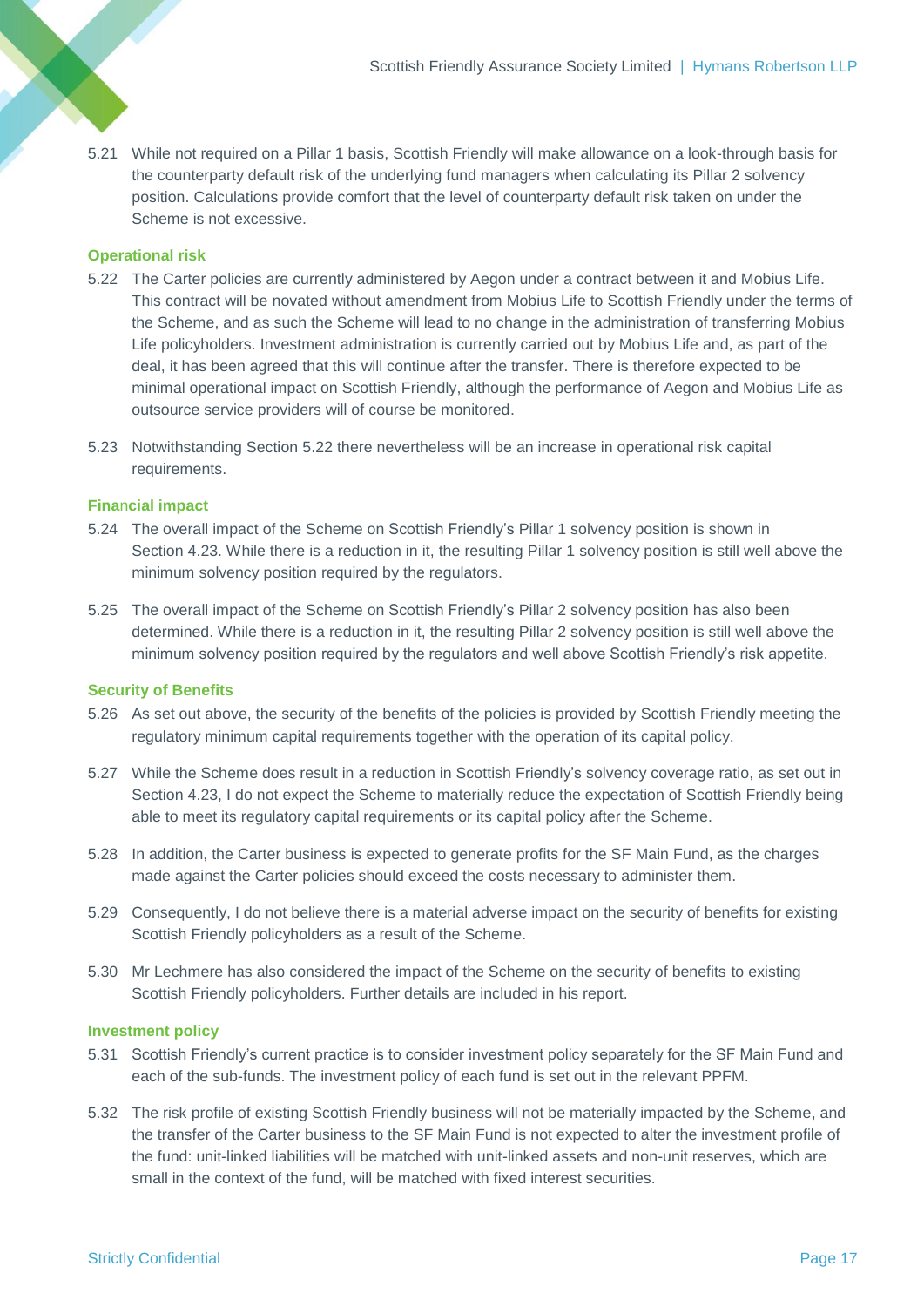5.21 While not required on a Pillar 1 basis, Scottish Friendly will make allowance on a look-through basis for the counterparty default risk of the underlying fund managers when calculating its Pillar 2 solvency position. Calculations provide comfort that the level of counterparty default risk taken on under the Scheme is not excessive.

### Operational risk

5.22 The Carter policies are currently administered by Aegon under a contract between it and Mobius Life. This contract will be novated without amendment from Mobius Life to Scottish Friendly under the terms of the Scheme, and as such the Scheme will lead to no change in the administration of transferring Mobius Life policyholders. Investment administration is currently carried out by Mobius Life and, as part of the deal, it has been agreed that this will continue after the transfer. There is therefore expected to be minimal operational impact on Scottish Friendly, although the performance of Aegon and Mobius Life as outsource service providers will of course be monitored.

5.23 Notwithstanding Section 5.22 there nevertheless will be an increase in operational risk capital requirements.

### Financial impact

5.24 The overall impact of the Scheme on Scottish Friendly's Pillar 1 solvency position is shown in Section 4.23. While there is a reduction in it, the resulting Pillar 1 solvency position is still well above the minimum solvency position required by the regulators.

5.25 The overall impact of the Scheme on Scottish Friendly's Pillar 2 solvency position has also been determined. While there is a reduction in it, the resulting Pillar 2 solvency position is still well above the minimum solvency position required by the regulators and well above Scottish Friendly's risk appetite.

### Security of Benefits

5.26 As set out above, the security of the benefits of the policies is provided by Scottish Friendly meeting the regulatory minimum capital requirements together with the operation of its capital policy.

5.27 While the Scheme does result in a reduction in Scottish Friendly's solvency coverage ratio, as set out in Section 4.23, I do not expect the Scheme to materially reduce the expectation of Scottish Friendly being able to meet its regulatory capital requirements or its capital policy after the Scheme.

5.28 In addition, the Carter business is expected to generate profits for the SF Main Fund, as the charges made against the Carter policies should exceed the costs necessary to administer them.

5.29 Consequently, I do not believe there is a material adverse impact on the security of benefits for existing Scottish Friendly policyholders as a result of the Scheme.

5.30 Mr Lechmere has also considered the impact of the Scheme on the security of benefits to existing Scottish Friendly policyholders. Further details are included in his report.

### Investment policy

5.31 Scottish Friendly's current practice is to consider investment policy separately for the SF Main Fund and each of the sub-funds. The investment policy of each fund is set out in the relevant PPFM.

5.32 The risk profile of existing Scottish Friendly business will not be materially impacted by the Scheme, and the transfer of the Carter business to the SF Main Fund is not expected to alter the investment profile of the fund: unit-linked liabilities will be matched with unit-linked assets and non-unit reserves, which are small in the context of the fund, will be matched with fixed interest securities.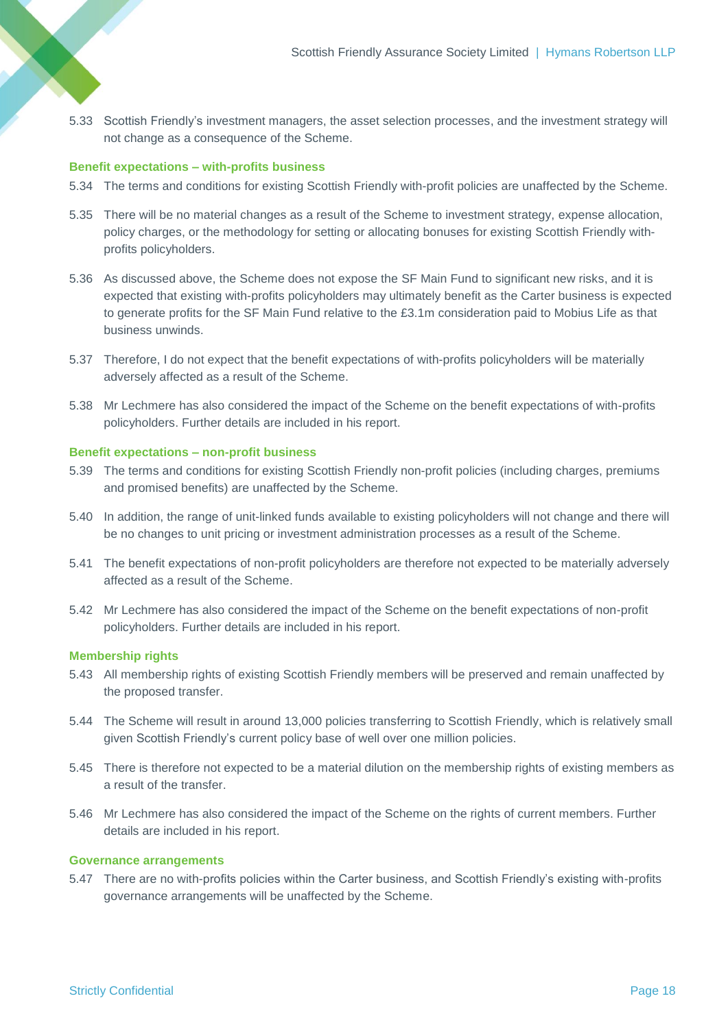5.33 Scottish Friendly's investment managers, the asset selection processes, and the investment strategy will not change as a consequence of the Scheme.

### Benefit expectations – with-profits business

5.34 The terms and conditions for existing Scottish Friendly with-profit policies are unaffected by the Scheme.

5.35 There will be no material changes as a result of the Scheme to investment strategy, expense allocation, policy charges, or the methodology for setting or allocating bonuses for existing Scottish Friendly with-profits policyholders.

5.36 As discussed above, the Scheme does not expose the SF Main Fund to significant new risks, and it is expected that existing with-profits policyholders may ultimately benefit as the Carter business is expected to generate profits for the SF Main Fund relative to the £3.1m consideration paid to Mobius Life as that business unwinds.

5.37 Therefore, I do not expect that the benefit expectations of with-profits policyholders will be materially adversely affected as a result of the Scheme.

5.38 Mr Lechmere has also considered the impact of the Scheme on the benefit expectations of with-profits policyholders. Further details are included in his report.

### Benefit expectations – non-profit business

5.39 The terms and conditions for existing Scottish Friendly non-profit policies (including charges, premiums and promised benefits) are unaffected by the Scheme.

5.40 In addition, the range of unit-linked funds available to existing policyholders will not change and there will be no changes to unit pricing or investment administration processes as a result of the Scheme.

5.41 The benefit expectations of non-profit policyholders are therefore not expected to be materially adversely affected as a result of the Scheme.

5.42 Mr Lechmere has also considered the impact of the Scheme on the benefit expectations of non-profit policyholders. Further details are included in his report.

### Membership rights

5.43 All membership rights of existing Scottish Friendly members will be preserved and remain unaffected by the proposed transfer.

5.44 The Scheme will result in around 13,000 policies transferring to Scottish Friendly, which is relatively small given Scottish Friendly's current policy base of well over one million policies.

5.45 There is therefore not expected to be a material dilution on the membership rights of existing members as a result of the transfer.

5.46 Mr Lechmere has also considered the impact of the Scheme on the rights of current members. Further details are included in his report.

### Governance arrangements

5.47 There are no with-profits policies within the Carter business, and Scottish Friendly's existing with-profits governance arrangements will be unaffected by the Scheme.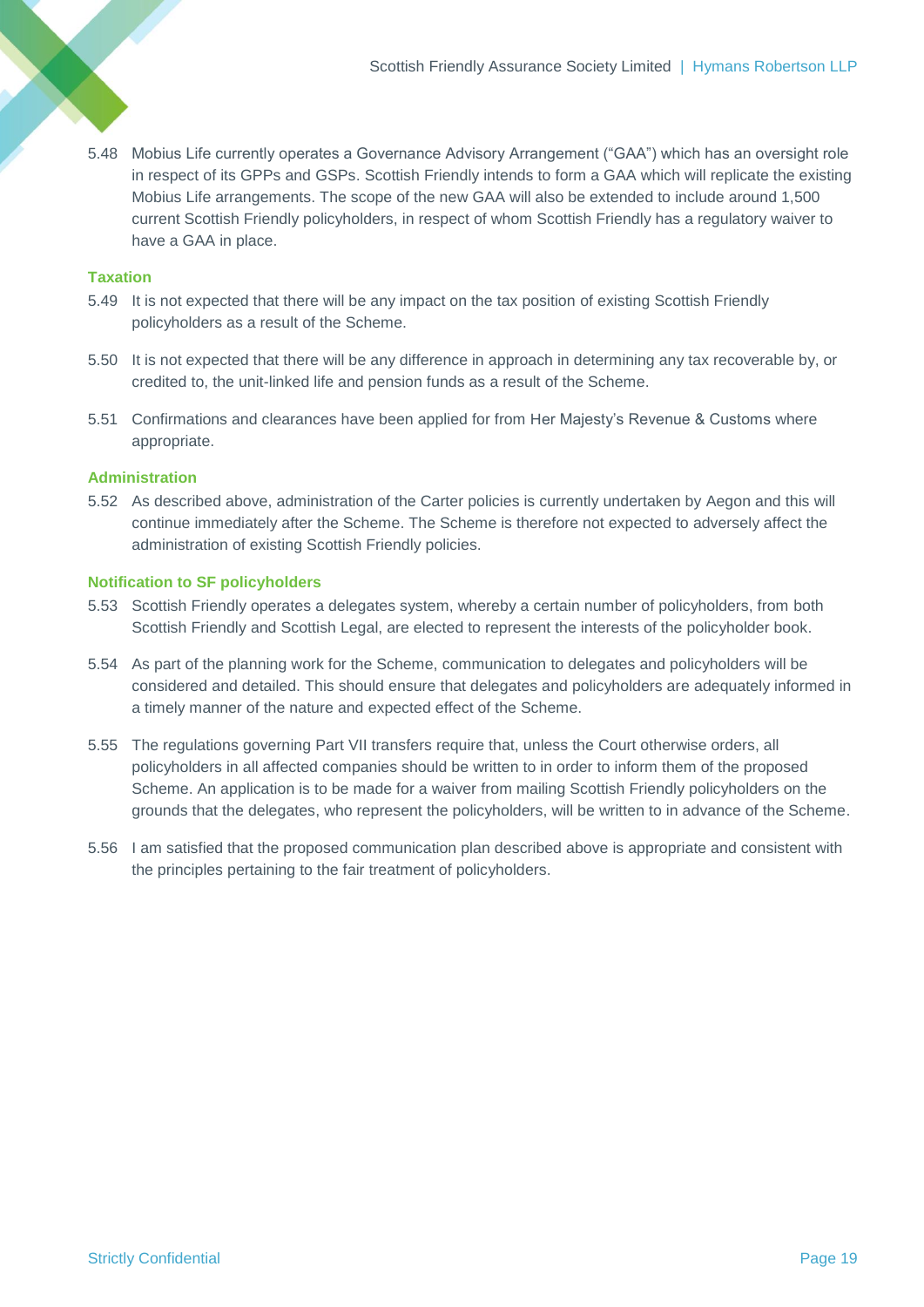5.48 Mobius Life currently operates a Governance Advisory Arrangement ("GAA") which has an oversight role in respect of its GPPs and GSPs. Scottish Friendly intends to form a GAA which will replicate the existing Mobius Life arrangements. The scope of the new GAA will also be extended to include around 1,500 current Scottish Friendly policyholders, in respect of whom Scottish Friendly has a regulatory waiver to have a GAA in place.

### Taxation

5.49 It is not expected that there will be any impact on the tax position of existing Scottish Friendly policyholders as a result of the Scheme.

5.50 It is not expected that there will be any difference in approach in determining any tax recoverable by, or credited to, the unit-linked life and pension funds as a result of the Scheme.

5.51 Confirmations and clearances have been applied for from Her Majesty's Revenue & Customs where appropriate.

### Administration

5.52 As described above, administration of the Carter policies is currently undertaken by Aegon and this will continue immediately after the Scheme. The Scheme is therefore not expected to adversely affect the administration of existing Scottish Friendly policies.

### Notification to SF policyholders

5.53 Scottish Friendly operates a delegates system, whereby a certain number of policyholders, from both Scottish Friendly and Scottish Legal, are elected to represent the interests of the policyholder book.

5.54 As part of the planning work for the Scheme, communication to delegates and policyholders will be considered and detailed. This should ensure that delegates and policyholders are adequately informed in a timely manner of the nature and expected effect of the Scheme.

5.55 The regulations governing Part VII transfers require that, unless the Court otherwise orders, all policyholders in all affected companies should be written to in order to inform them of the proposed Scheme. An application is to be made for a waiver from mailing Scottish Friendly policyholders on the grounds that the delegates, who represent the policyholders, will be written to in advance of the Scheme.

5.56 I am satisfied that the proposed communication plan described above is appropriate and consistent with the principles pertaining to the fair treatment of policyholders.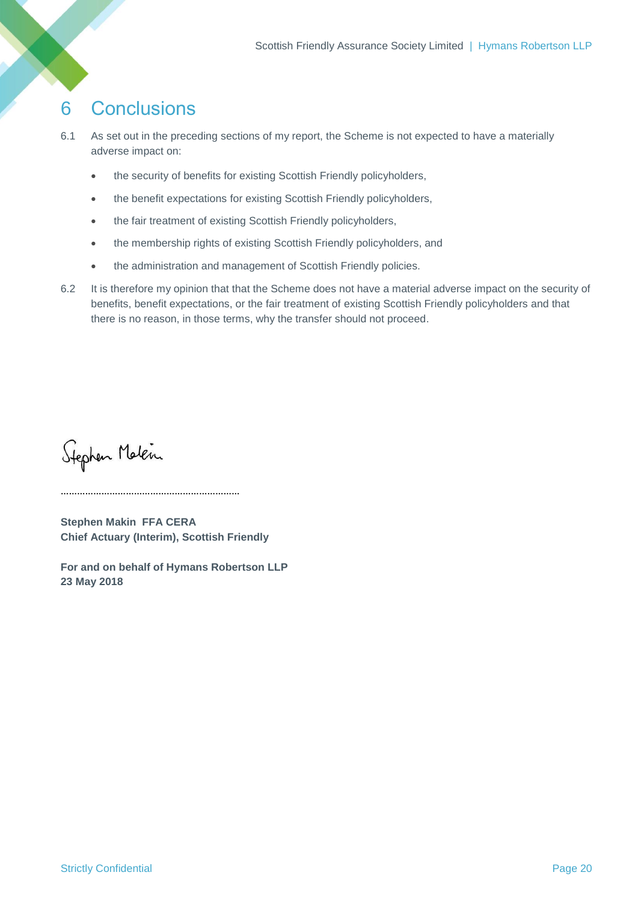# 6 Conclusions

6.1 As set out in the preceding sections of my report, the Scheme is not expected to have a materially adverse impact on:

- the security of benefits for existing Scottish Friendly policyholders,
- the benefit expectations for existing Scottish Friendly policyholders,
- the fair treatment of existing Scottish Friendly policyholders,
- the membership rights of existing Scottish Friendly policyholders, and
- the administration and management of Scottish Friendly policies.

6.2 It is therefore my opinion that that the Scheme does not have a material adverse impact on the security of benefits, benefit expectations, or the fair treatment of existing Scottish Friendly policyholders and that there is no reason, in those terms, why the transfer should not proceed.

Stephen Makin

..................................................................

**Stephen Makin FFA CERA**
**Chief Actuary (Interim), Scottish Friendly**

**For and on behalf of Hymans Robertson LLP**
**23 May 2018**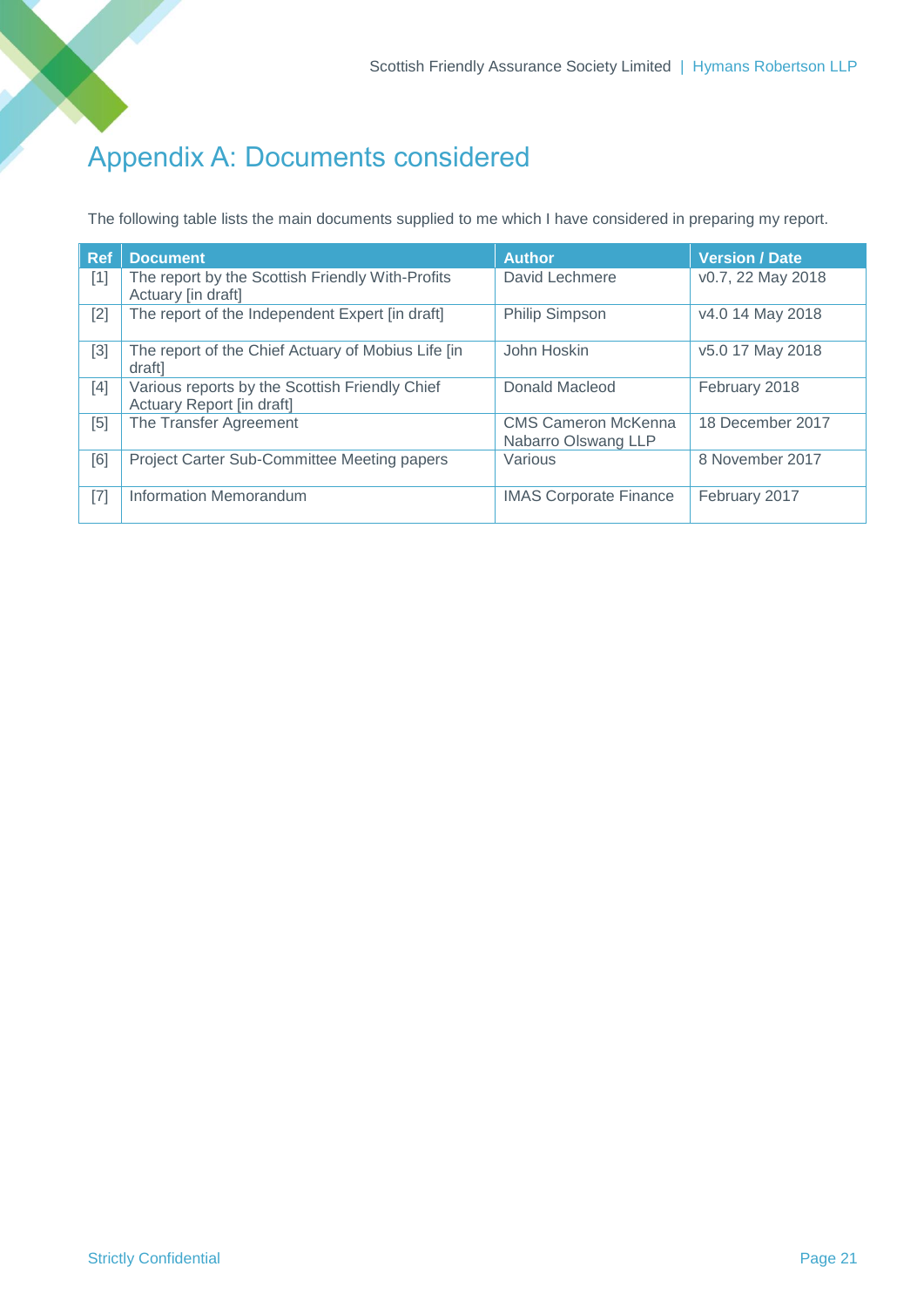# Appendix A: Documents considered

The following table lists the main documents supplied to me which I have considered in preparing my report.

| Ref | Document | Author | Version / Date |
|---|---|---|---|
| [1] | The report by the Scottish Friendly With-Profits Actuary [in draft] | David Lechmere | v0.7, 22 May 2018 |
| [2] | The report of the Independent Expert [in draft] | Philip Simpson | v4.0 14 May 2018 |
| [3] | The report of the Chief Actuary of Mobius Life [in draft] | John Hoskin | v5.0 17 May 2018 |
| [4] | Various reports by the Scottish Friendly Chief Actuary Report [in draft] | Donald Macleod | February 2018 |
| [5] | The Transfer Agreement | CMS Cameron McKenna Nabarro Olswang LLP | 18 December 2017 |
| [6] | Project Carter Sub-Committee Meeting papers | Various | 8 November 2017 |
| [7] | Information Memorandum | IMAS Corporate Finance | February 2017 |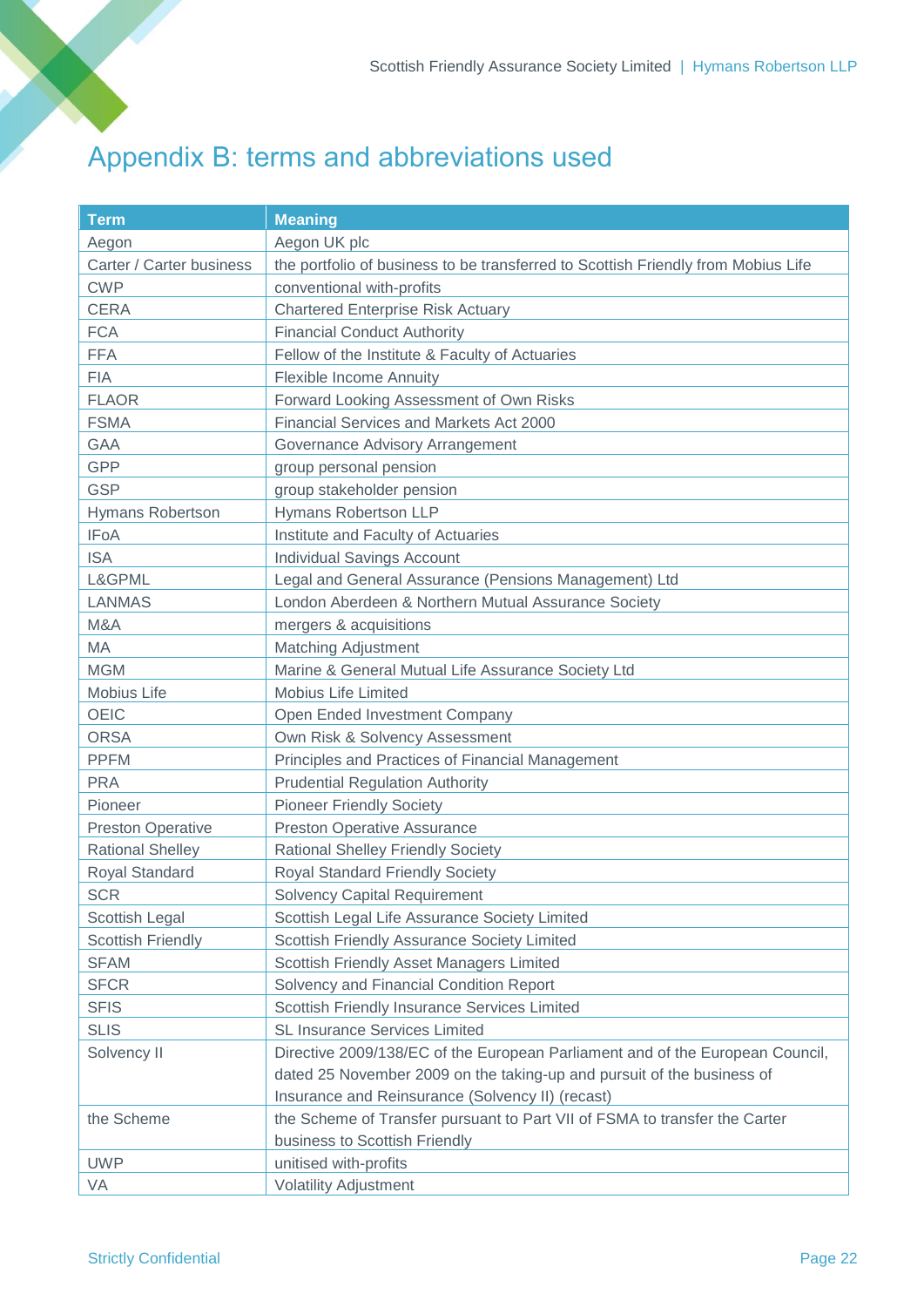# Appendix B: terms and abbreviations used

| Term | Meaning |
|---|---|
| Aegon | Aegon UK plc |
| Carter / Carter business | the portfolio of business to be transferred to Scottish Friendly from Mobius Life |
| CWP | conventional with-profits |
| CERA | Chartered Enterprise Risk Actuary |
| FCA | Financial Conduct Authority |
| FFA | Fellow of the Institute & Faculty of Actuaries |
| FIA | Flexible Income Annuity |
| FLAOR | Forward Looking Assessment of Own Risks |
| FSMA | Financial Services and Markets Act 2000 |
| GAA | Governance Advisory Arrangement |
| GPP | group personal pension |
| GSP | group stakeholder pension |
| Hymans Robertson | Hymans Robertson LLP |
| IFoA | Institute and Faculty of Actuaries |
| ISA | Individual Savings Account |
| L&GPML | Legal and General Assurance (Pensions Management) Ltd |
| LANMAS | London Aberdeen & Northern Mutual Assurance Society |
| M&A | mergers & acquisitions |
| MA | Matching Adjustment |
| MGM | Marine & General Mutual Life Assurance Society Ltd |
| Mobius Life | Mobius Life Limited |
| OEIC | Open Ended Investment Company |
| ORSA | Own Risk & Solvency Assessment |
| PPFM | Principles and Practices of Financial Management |
| PRA | Prudential Regulation Authority |
| Pioneer | Pioneer Friendly Society |
| Preston Operative | Preston Operative Assurance |
| Rational Shelley | Rational Shelley Friendly Society |
| Royal Standard | Royal Standard Friendly Society |
| SCR | Solvency Capital Requirement |
| Scottish Legal | Scottish Legal Life Assurance Society Limited |
| Scottish Friendly | Scottish Friendly Assurance Society Limited |
| SFAM | Scottish Friendly Asset Managers Limited |
| SFCR | Solvency and Financial Condition Report |
| SFIS | Scottish Friendly Insurance Services Limited |
| SLIS | SL Insurance Services Limited |
| Solvency II | Directive 2009/138/EC of the European Parliament and of the European Council, dated 25 November 2009 on the taking-up and pursuit of the business of Insurance and Reinsurance (Solvency II) (recast) |
| the Scheme | the Scheme of Transfer pursuant to Part VII of FSMA to transfer the Carter business to Scottish Friendly |
| UWP | unitised with-profits |
| VA | Volatility Adjustment |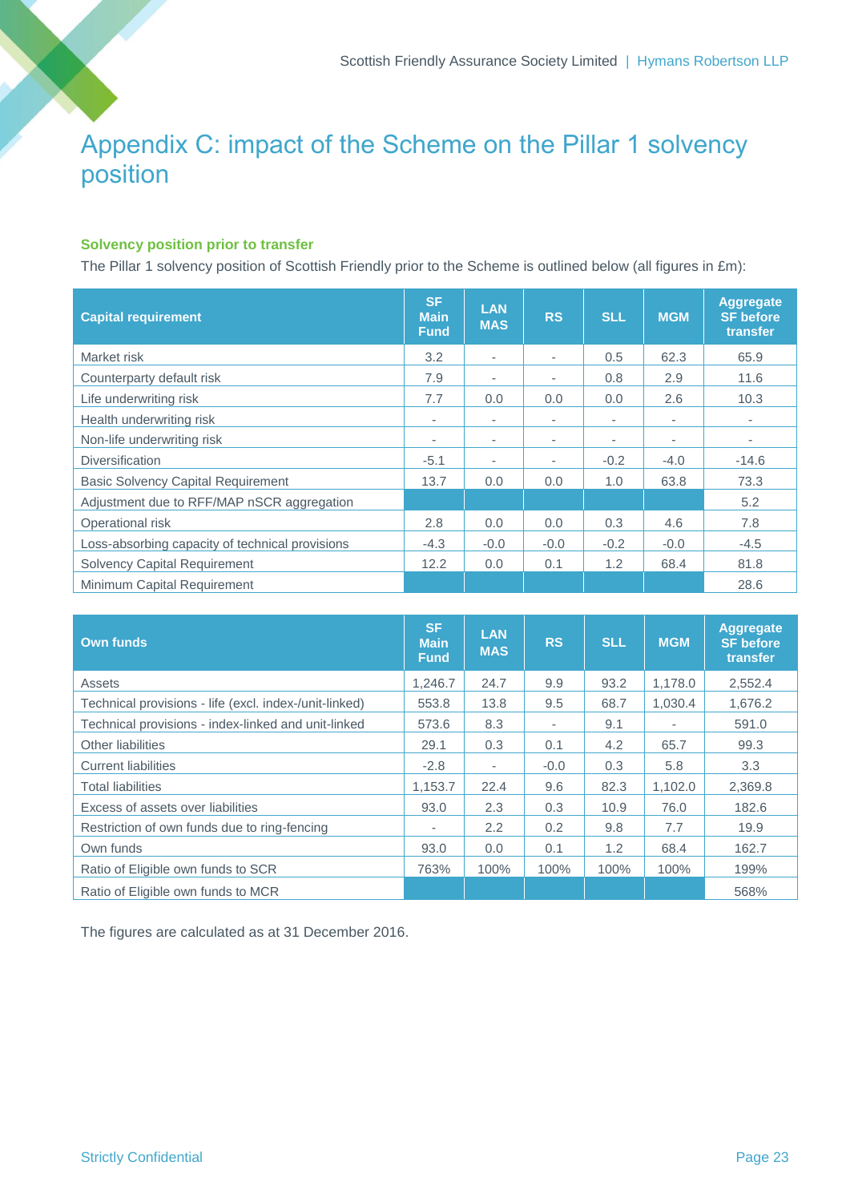# Appendix C: impact of the Scheme on the Pillar 1 solvency position

### Solvency position prior to transfer

The Pillar 1 solvency position of Scottish Friendly prior to the Scheme is outlined below (all figures in £m):

| Capital requirement | SF Main Fund | LAN MAS | RS | SLL | MGM | Aggregate SF before transfer |
|---|---|---|---|---|---|---|
| Market risk | 3.2 | - | - | 0.5 | 62.3 | 65.9 |
| Counterparty default risk | 7.9 | - | - | 0.8 | 2.9 | 11.6 |
| Life underwriting risk | 7.7 | 0.0 | 0.0 | 0.0 | 2.6 | 10.3 |
| Health underwriting risk | - | - | - | - | - | - |
| Non-life underwriting risk | - | - | - | - | - | - |
| Diversification | -5.1 | - | - | -0.2 | -4.0 | -14.6 |
| Basic Solvency Capital Requirement | 13.7 | 0.0 | 0.0 | 1.0 | 63.8 | 73.3 |
| Adjustment due to RFF/MAP nSCR aggregation | | | | | | 5.2 |
| Operational risk | 2.8 | 0.0 | 0.0 | 0.3 | 4.6 | 7.8 |
| Loss-absorbing capacity of technical provisions | -4.3 | -0.0 | -0.0 | -0.2 | -0.0 | -4.5 |
| Solvency Capital Requirement | 12.2 | 0.0 | 0.1 | 1.2 | 68.4 | 81.8 |
| Minimum Capital Requirement | | | | | | 28.6 |

| Own funds | SF Main Fund | LAN MAS | RS | SLL | MGM | Aggregate SF before transfer |
|---|---|---|---|---|---|---|
| Assets | 1,246.7 | 24.7 | 9.9 | 93.2 | 1,178.0 | 2,552.4 |
| Technical provisions - life (excl. index-/unit-linked) | 553.8 | 13.8 | 9.5 | 68.7 | 1,030.4 | 1,676.2 |
| Technical provisions - index-linked and unit-linked | 573.6 | 8.3 | - | 9.1 | - | 591.0 |
| Other liabilities | 29.1 | 0.3 | 0.1 | 4.2 | 65.7 | 99.3 |
| Current liabilities | -2.8 | - | -0.0 | 0.3 | 5.8 | 3.3 |
| Total liabilities | 1,153.7 | 22.4 | 9.6 | 82.3 | 1,102.0 | 2,369.8 |
| Excess of assets over liabilities | 93.0 | 2.3 | 0.3 | 10.9 | 76.0 | 182.6 |
| Restriction of own funds due to ring-fencing | - | 2.2 | 0.2 | 9.8 | 7.7 | 19.9 |
| Own funds | 93.0 | 0.0 | 0.1 | 1.2 | 68.4 | 162.7 |
| Ratio of Eligible own funds to SCR | 763% | 100% | 100% | 100% | 100% | 199% |
| Ratio of Eligible own funds to MCR | | | | | | 568% |

The figures are calculated as at 31 December 2016.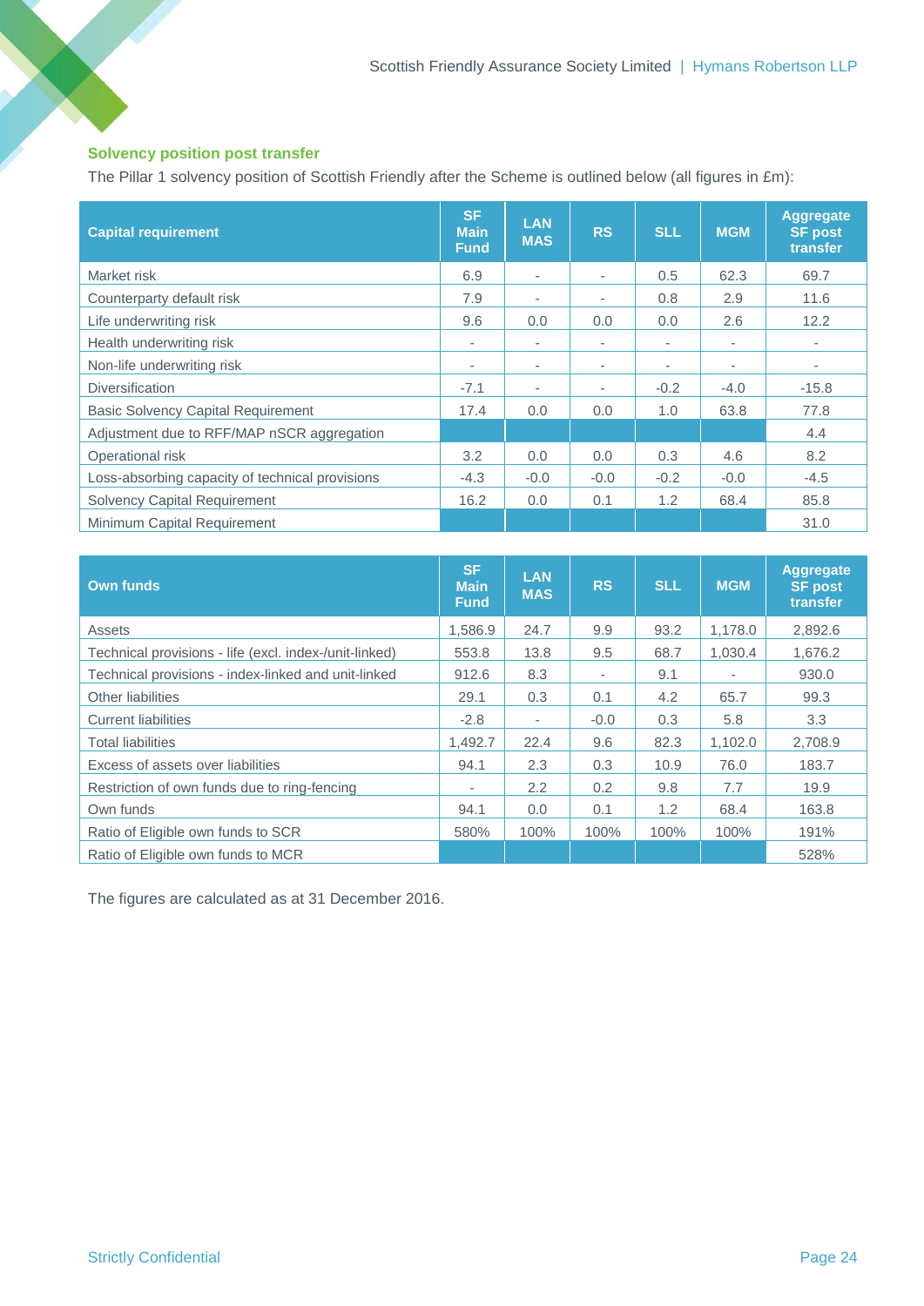## Solvency position post transfer

The Pillar 1 solvency position of Scottish Friendly after the Scheme is outlined below (all figures in £m):

| Capital requirement | SF Main Fund | LAN MAS | RS | SLL | MGM | Aggregate SF post transfer |
|---|---|---|---|---|---|---|
| Market risk | 6.9 | - | - | 0.5 | 62.3 | 69.7 |
| Counterparty default risk | 7.9 | - | - | 0.8 | 2.9 | 11.6 |
| Life underwriting risk | 9.6 | 0.0 | 0.0 | 0.0 | 2.6 | 12.2 |
| Health underwriting risk | - | - | - | - | - | - |
| Non-life underwriting risk | - | - | - | - | - | - |
| Diversification | -7.1 | - | - | -0.2 | -4.0 | -15.8 |
| Basic Solvency Capital Requirement | 17.4 | 0.0 | 0.0 | 1.0 | 63.8 | 77.8 |
| Adjustment due to RFF/MAP nSCR aggregation | | | | | | 4.4 |
| Operational risk | 3.2 | 0.0 | 0.0 | 0.3 | 4.6 | 8.2 |
| Loss-absorbing capacity of technical provisions | -4.3 | -0.0 | -0.0 | -0.2 | -0.0 | -4.5 |
| Solvency Capital Requirement | 16.2 | 0.0 | 0.1 | 1.2 | 68.4 | 85.8 |
| Minimum Capital Requirement | | | | | | 31.0 |

| Own funds | SF Main Fund | LAN MAS | RS | SLL | MGM | Aggregate SF post transfer |
|---|---|---|---|---|---|---|
| Assets | 1,586.9 | 24.7 | 9.9 | 93.2 | 1,178.0 | 2,892.6 |
| Technical provisions - life (excl. index-/unit-linked) | 553.8 | 13.8 | 9.5 | 68.7 | 1,030.4 | 1,676.2 |
| Technical provisions - index-linked and unit-linked | 912.6 | 8.3 | - | 9.1 | - | 930.0 |
| Other liabilities | 29.1 | 0.3 | 0.1 | 4.2 | 65.7 | 99.3 |
| Current liabilities | -2.8 | - | -0.0 | 0.3 | 5.8 | 3.3 |
| Total liabilities | 1,492.7 | 22.4 | 9.6 | 82.3 | 1,102.0 | 2,708.9 |
| Excess of assets over liabilities | 94.1 | 2.3 | 0.3 | 10.9 | 76.0 | 183.7 |
| Restriction of own funds due to ring-fencing | - | 2.2 | 0.2 | 9.8 | 7.7 | 19.9 |
| Own funds | 94.1 | 0.0 | 0.1 | 1.2 | 68.4 | 163.8 |
| Ratio of Eligible own funds to SCR | 580% | 100% | 100% | 100% | 100% | 191% |
| Ratio of Eligible own funds to MCR | | | | | | 528% |

The figures are calculated as at 31 December 2016.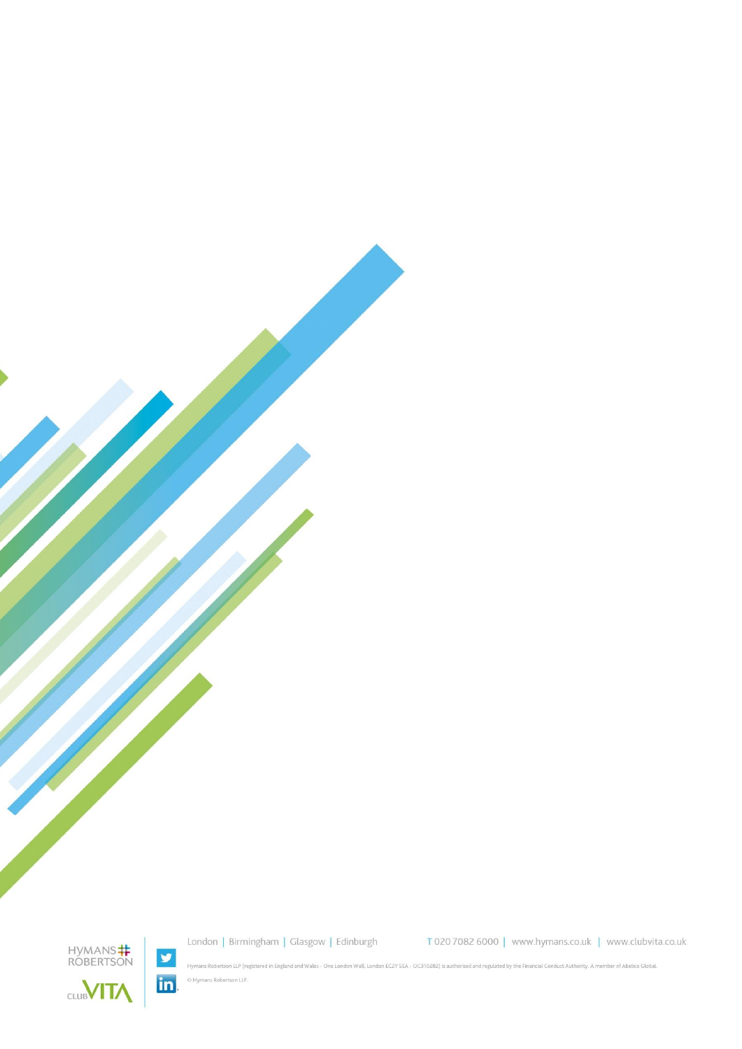HYMANS ROBERTSON

CLUB VITA

London | Birmingham | Glasgow | Edinburgh

T 020 7082 6000 | www.hymans.co.uk | www.clubvita.co.uk

Hymans Robertson LLP (registered in England and Wales - One London Wall, London EC2Y 5EA - OC310282) is authorised and regulated by the Financial Conduct Authority. A member of Abelica Global.

© Hymans Robertson LLP.